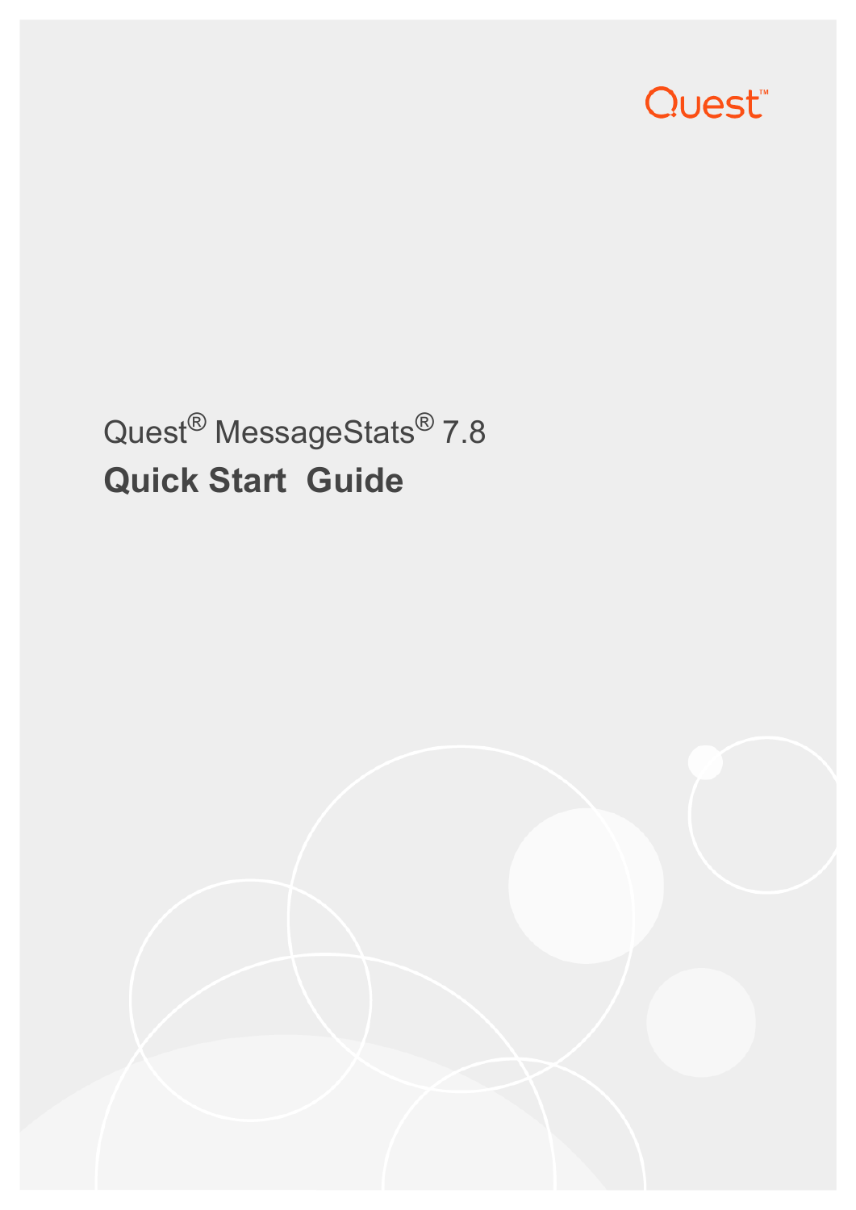Quest

Quest® MessageStats® 7.8

# Quick Start Guide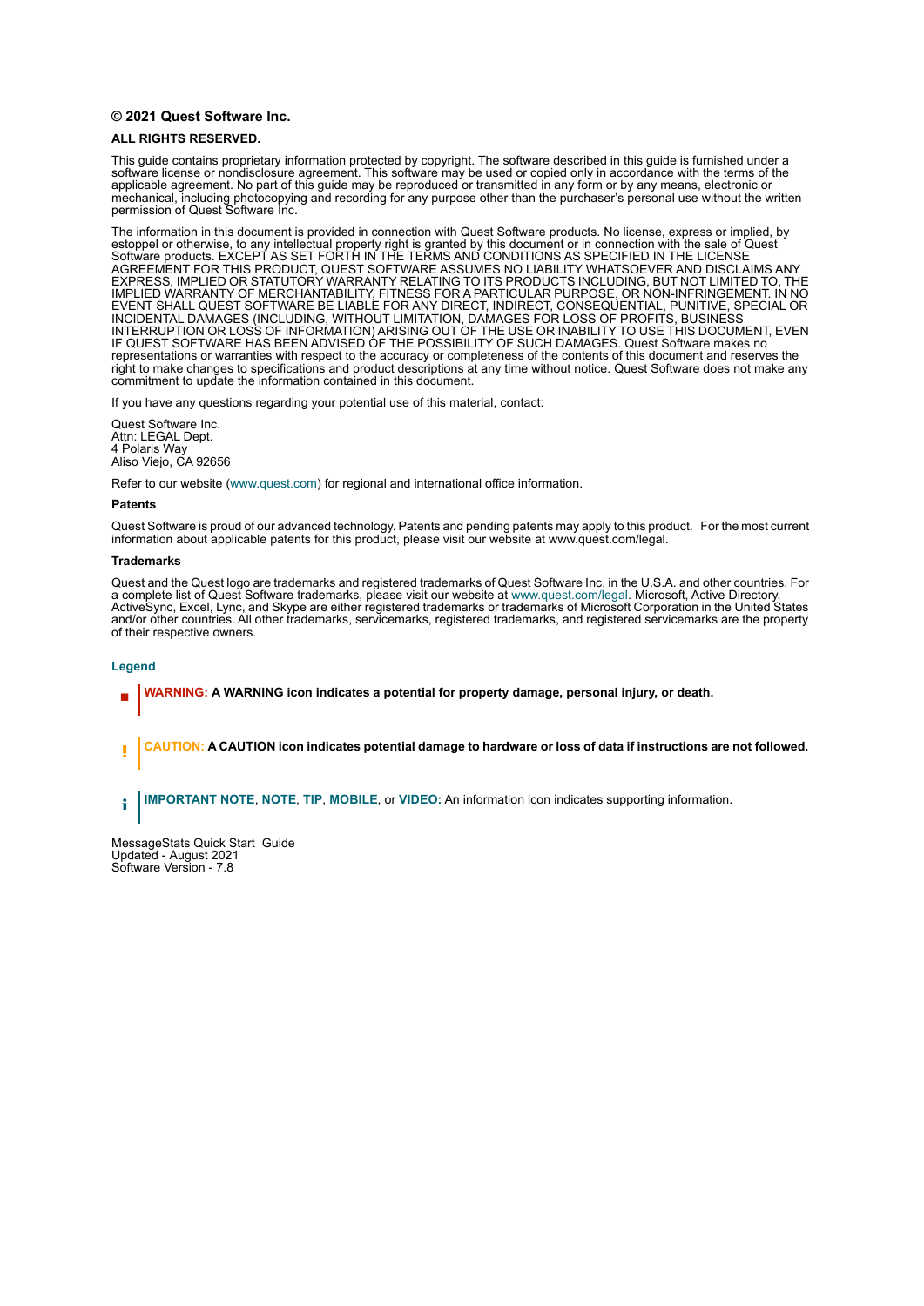**© 2021 Quest Software Inc.**

**ALL RIGHTS RESERVED.**

This guide contains proprietary information protected by copyright. The software described in this guide is furnished under a software license or nondisclosure agreement. This software may be used or copied only in accordance with the terms of the applicable agreement. No part of this guide may be reproduced or transmitted in any form or by any means, electronic or mechanical, including photocopying and recording for any purpose other than the purchaser's personal use without the written permission of Quest Software Inc.

The information in this document is provided in connection with Quest Software products. No license, express or implied, by estoppel or otherwise, to any intellectual property right is granted by this document or in connection with the sale of Quest Software products. EXCEPT AS SET FORTH IN THE TERMS AND CONDITIONS AS SPECIFIED IN THE LICENSE AGREEMENT FOR THIS PRODUCT, QUEST SOFTWARE ASSUMES NO LIABILITY WHATSOEVER AND DISCLAIMS ANY EXPRESS, IMPLIED OR STATUTORY WARRANTY RELATING TO ITS PRODUCTS INCLUDING, BUT NOT LIMITED TO, THE IMPLIED WARRANTY OF MERCHANTABILITY, FITNESS FOR A PARTICULAR PURPOSE, OR NON-INFRINGEMENT. IN NO EVENT SHALL QUEST SOFTWARE BE LIABLE FOR ANY DIRECT, INDIRECT, CONSEQUENTIAL, PUNITIVE, SPECIAL OR INCIDENTAL DAMAGES (INCLUDING, WITHOUT LIMITATION, DAMAGES FOR LOSS OF PROFITS, BUSINESS INTERRUPTION OR LOSS OF INFORMATION) ARISING OUT OF THE USE OR INABILITY TO USE THIS DOCUMENT, EVEN IF QUEST SOFTWARE HAS BEEN ADVISED OF THE POSSIBILITY OF SUCH DAMAGES. Quest Software makes no representations or warranties with respect to the accuracy or completeness of the contents of this document and reserves the right to make changes to specifications and product descriptions at any time without notice. Quest Software does not make any commitment to update the information contained in this document.

If you have any questions regarding your potential use of this material, contact:

Quest Software Inc.
Attn: LEGAL Dept.
4 Polaris Way
Aliso Viejo, CA 92656

Refer to our website (www.quest.com) for regional and international office information.

**Patents**

Quest Software is proud of our advanced technology. Patents and pending patents may apply to this product. For the most current information about applicable patents for this product, please visit our website at www.quest.com/legal.

**Trademarks**

Quest and the Quest logo are trademarks and registered trademarks of Quest Software Inc. in the U.S.A. and other countries. For a complete list of Quest Software trademarks, please visit our website at www.quest.com/legal. Microsoft, Active Directory, ActiveSync, Excel, Lync, and Skype are either registered trademarks or trademarks of Microsoft Corporation in the United States and/or other countries. All other trademarks, servicemarks, registered trademarks, and registered servicemarks are the property of their respective owners.

**Legend**

**WARNING: A WARNING icon indicates a potential for property damage, personal injury, or death.**

**CAUTION: A CAUTION icon indicates potential damage to hardware or loss of data if instructions are not followed.**

**IMPORTANT NOTE**, **NOTE**, **TIP**, **MOBILE**, or **VIDEO:** An information icon indicates supporting information.

MessageStats Quick Start Guide
Updated - August 2021
Software Version - 7.8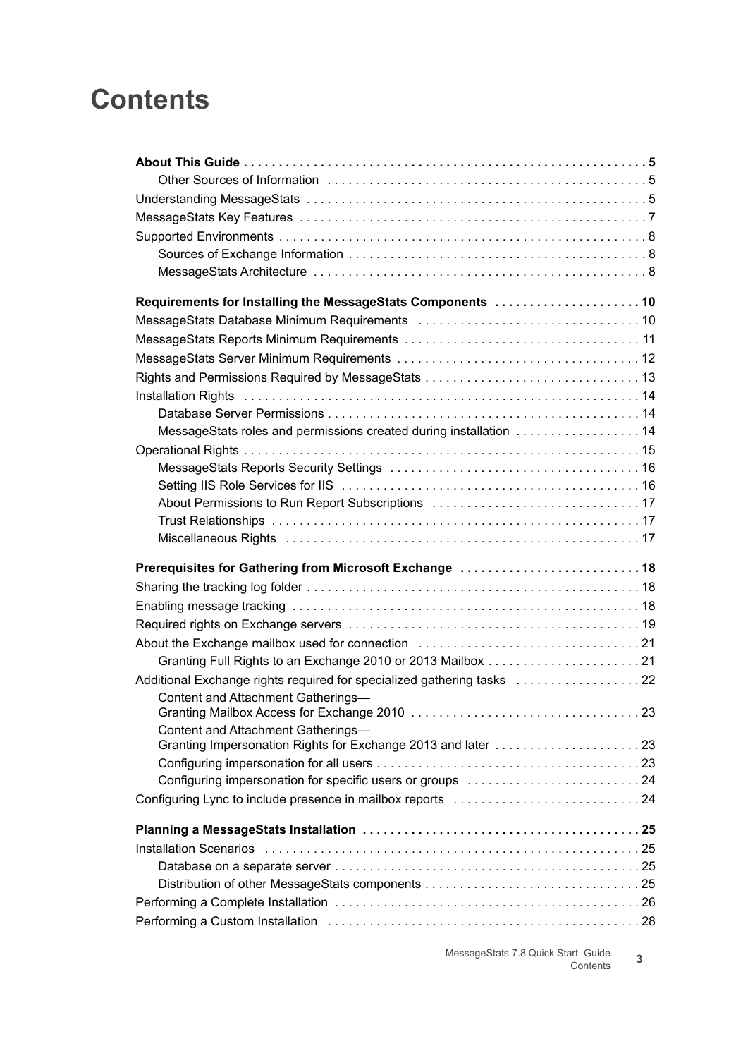# Contents

**About This Guide . . . . . . . . . . 5**

- Other Sources of Information . . . . . . . . . . 5

Understanding MessageStats . . . . . . . . . . 5

MessageStats Key Features . . . . . . . . . . 7

Supported Environments . . . . . . . . . . 8

- Sources of Exchange Information . . . . . . . . . . 8
- MessageStats Architecture . . . . . . . . . . 8

**Requirements for Installing the MessageStats Components . . . . . . . . . . 10**

MessageStats Database Minimum Requirements . . . . . . . . . . 10

MessageStats Reports Minimum Requirements . . . . . . . . . . 11

MessageStats Server Minimum Requirements . . . . . . . . . . 12

Rights and Permissions Required by MessageStats . . . . . . . . . . 13

Installation Rights . . . . . . . . . . 14

- Database Server Permissions . . . . . . . . . . 14
- MessageStats roles and permissions created during installation . . . . . . . . . . 14

Operational Rights . . . . . . . . . . 15

- MessageStats Reports Security Settings . . . . . . . . . . 16
- Setting IIS Role Services for IIS . . . . . . . . . . 16
- About Permissions to Run Report Subscriptions . . . . . . . . . . 17
- Trust Relationships . . . . . . . . . . 17
- Miscellaneous Rights . . . . . . . . . . 17

**Prerequisites for Gathering from Microsoft Exchange . . . . . . . . . . 18**

Sharing the tracking log folder . . . . . . . . . . 18

Enabling message tracking . . . . . . . . . . 18

Required rights on Exchange servers . . . . . . . . . . 19

About the Exchange mailbox used for connection . . . . . . . . . . 21

- Granting Full Rights to an Exchange 2010 or 2013 Mailbox . . . . . . . . . . 21

Additional Exchange rights required for specialized gathering tasks . . . . . . . . . . 22

- Content and Attachment Gatherings—Granting Mailbox Access for Exchange 2010 . . . . . . . . . . 23
- Content and Attachment Gatherings—Granting Impersonation Rights for Exchange 2013 and later . . . . . . . . . . 23
- Configuring impersonation for all users . . . . . . . . . . 23
- Configuring impersonation for specific users or groups . . . . . . . . . . 24

Configuring Lync to include presence in mailbox reports . . . . . . . . . . 24

**Planning a MessageStats Installation . . . . . . . . . . 25**

Installation Scenarios . . . . . . . . . . 25

- Database on a separate server . . . . . . . . . . 25
- Distribution of other MessageStats components . . . . . . . . . . 25

Performing a Complete Installation . . . . . . . . . . 26

Performing a Custom Installation . . . . . . . . . . 28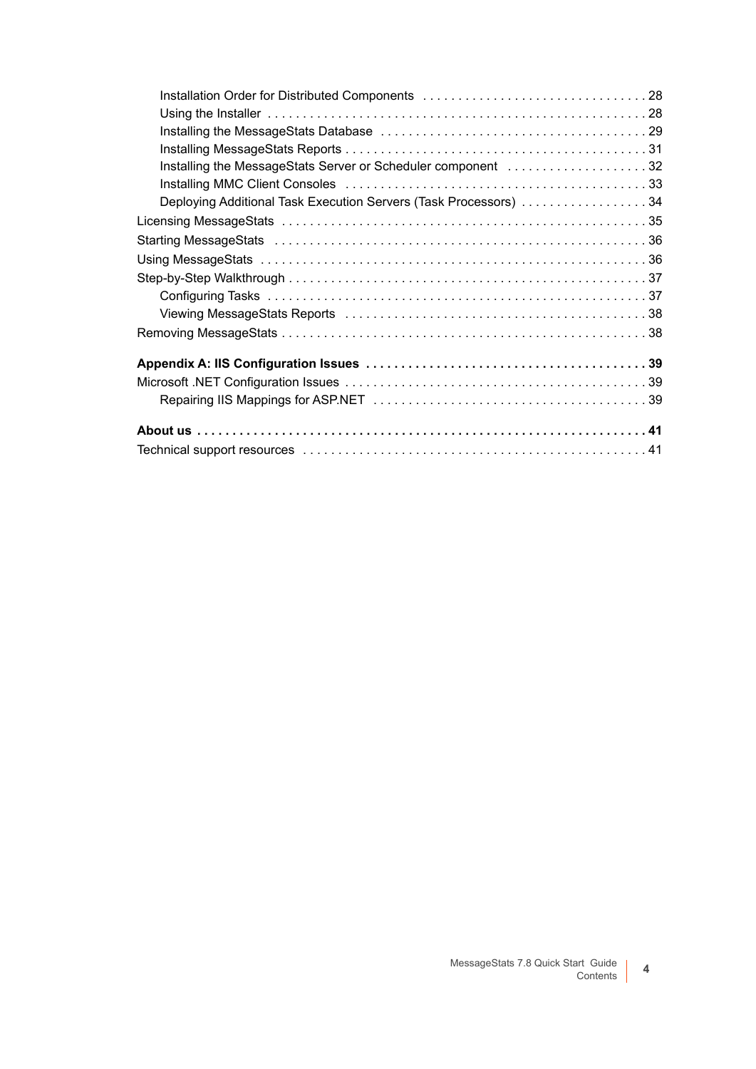- Installation Order for Distributed Components . . . . . . . . . . . . . . . . . . . . . . . . . . . . . . . 28
- Using the Installer . . . . . . . . . . . . . . . . . . . . . . . . . . . . . . . . . . . . . . . . . . . . . . . . . . . . . 28
- Installing the MessageStats Database . . . . . . . . . . . . . . . . . . . . . . . . . . . . . . . . . . . . . 29
- Installing MessageStats Reports . . . . . . . . . . . . . . . . . . . . . . . . . . . . . . . . . . . . . . . . . . 31
- Installing the MessageStats Server or Scheduler component . . . . . . . . . . . . . . . . . . . . 32
- Installing MMC Client Consoles . . . . . . . . . . . . . . . . . . . . . . . . . . . . . . . . . . . . . . . . . . 33
- Deploying Additional Task Execution Servers (Task Processors) . . . . . . . . . . . . . . . . . . 34

Licensing MessageStats . . . . . . . . . . . . . . . . . . . . . . . . . . . . . . . . . . . . . . . . . . . . . . . . . . . 35

Starting MessageStats . . . . . . . . . . . . . . . . . . . . . . . . . . . . . . . . . . . . . . . . . . . . . . . . . . . . 36

Using MessageStats . . . . . . . . . . . . . . . . . . . . . . . . . . . . . . . . . . . . . . . . . . . . . . . . . . . . . . 36

Step-by-Step Walkthrough . . . . . . . . . . . . . . . . . . . . . . . . . . . . . . . . . . . . . . . . . . . . . . . . . . 37

- Configuring Tasks . . . . . . . . . . . . . . . . . . . . . . . . . . . . . . . . . . . . . . . . . . . . . . . . . . . . 37
- Viewing MessageStats Reports . . . . . . . . . . . . . . . . . . . . . . . . . . . . . . . . . . . . . . . . . . 38

Removing MessageStats . . . . . . . . . . . . . . . . . . . . . . . . . . . . . . . . . . . . . . . . . . . . . . . . . . . 38

**Appendix A: IIS Configuration Issues . . . . . . . . . . . . . . . . . . . . . . . . . . . . . . . . . . . . . . . 39**

Microsoft .NET Configuration Issues . . . . . . . . . . . . . . . . . . . . . . . . . . . . . . . . . . . . . . . . . . 39

- Repairing IIS Mappings for ASP.NET . . . . . . . . . . . . . . . . . . . . . . . . . . . . . . . . . . . . . . 39

**About us . . . . . . . . . . . . . . . . . . . . . . . . . . . . . . . . . . . . . . . . . . . . . . . . . . . . . . . . . . . . . . . 41**

Technical support resources . . . . . . . . . . . . . . . . . . . . . . . . . . . . . . . . . . . . . . . . . . . . . . . . . 41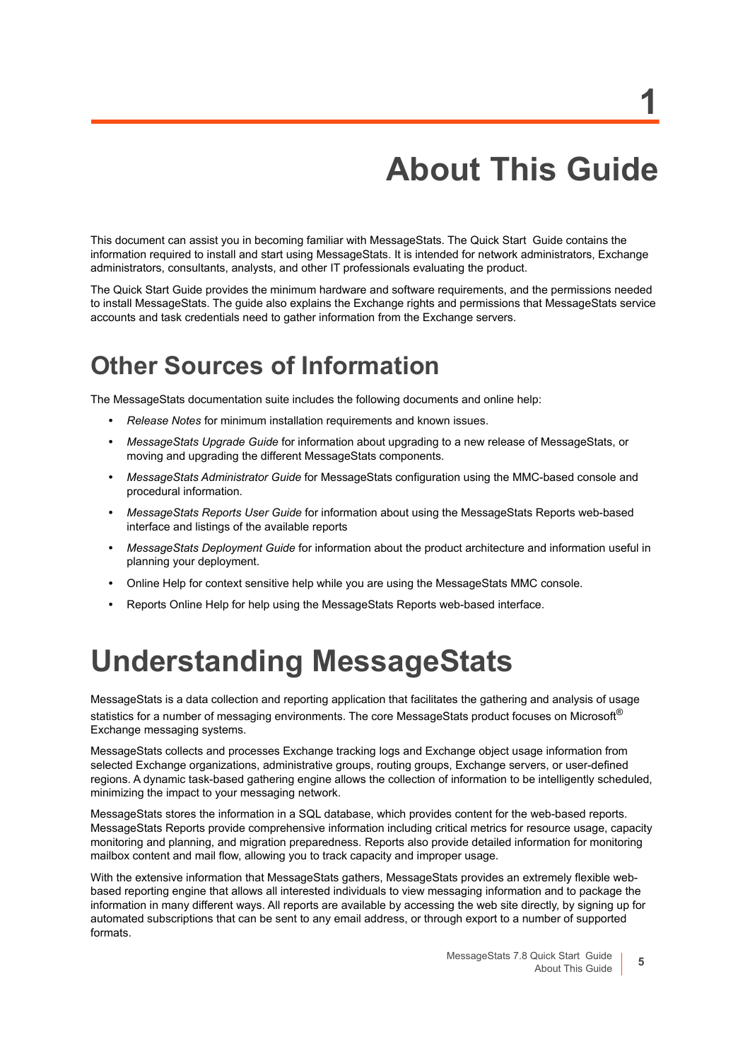# 1

# About This Guide

This document can assist you in becoming familiar with MessageStats. The Quick Start Guide contains the information required to install and start using MessageStats. It is intended for network administrators, Exchange administrators, consultants, analysts, and other IT professionals evaluating the product.

The Quick Start Guide provides the minimum hardware and software requirements, and the permissions needed to install MessageStats. The guide also explains the Exchange rights and permissions that MessageStats service accounts and task credentials need to gather information from the Exchange servers.

## Other Sources of Information

The MessageStats documentation suite includes the following documents and online help:

- *Release Notes* for minimum installation requirements and known issues.
- *MessageStats Upgrade Guide* for information about upgrading to a new release of MessageStats, or moving and upgrading the different MessageStats components.
- *MessageStats Administrator Guide* for MessageStats configuration using the MMC-based console and procedural information.
- *MessageStats Reports User Guide* for information about using the MessageStats Reports web-based interface and listings of the available reports
- *MessageStats Deployment Guide* for information about the product architecture and information useful in planning your deployment.
- Online Help for context sensitive help while you are using the MessageStats MMC console.
- Reports Online Help for help using the MessageStats Reports web-based interface.

# Understanding MessageStats

MessageStats is a data collection and reporting application that facilitates the gathering and analysis of usage statistics for a number of messaging environments. The core MessageStats product focuses on Microsoft® Exchange messaging systems.

MessageStats collects and processes Exchange tracking logs and Exchange object usage information from selected Exchange organizations, administrative groups, routing groups, Exchange servers, or user-defined regions. A dynamic task-based gathering engine allows the collection of information to be intelligently scheduled, minimizing the impact to your messaging network.

MessageStats stores the information in a SQL database, which provides content for the web-based reports. MessageStats Reports provide comprehensive information including critical metrics for resource usage, capacity monitoring and planning, and migration preparedness. Reports also provide detailed information for monitoring mailbox content and mail flow, allowing you to track capacity and improper usage.

With the extensive information that MessageStats gathers, MessageStats provides an extremely flexible web-based reporting engine that allows all interested individuals to view messaging information and to package the information in many different ways. All reports are available by accessing the web site directly, by signing up for automated subscriptions that can be sent to any email address, or through export to a number of supported formats.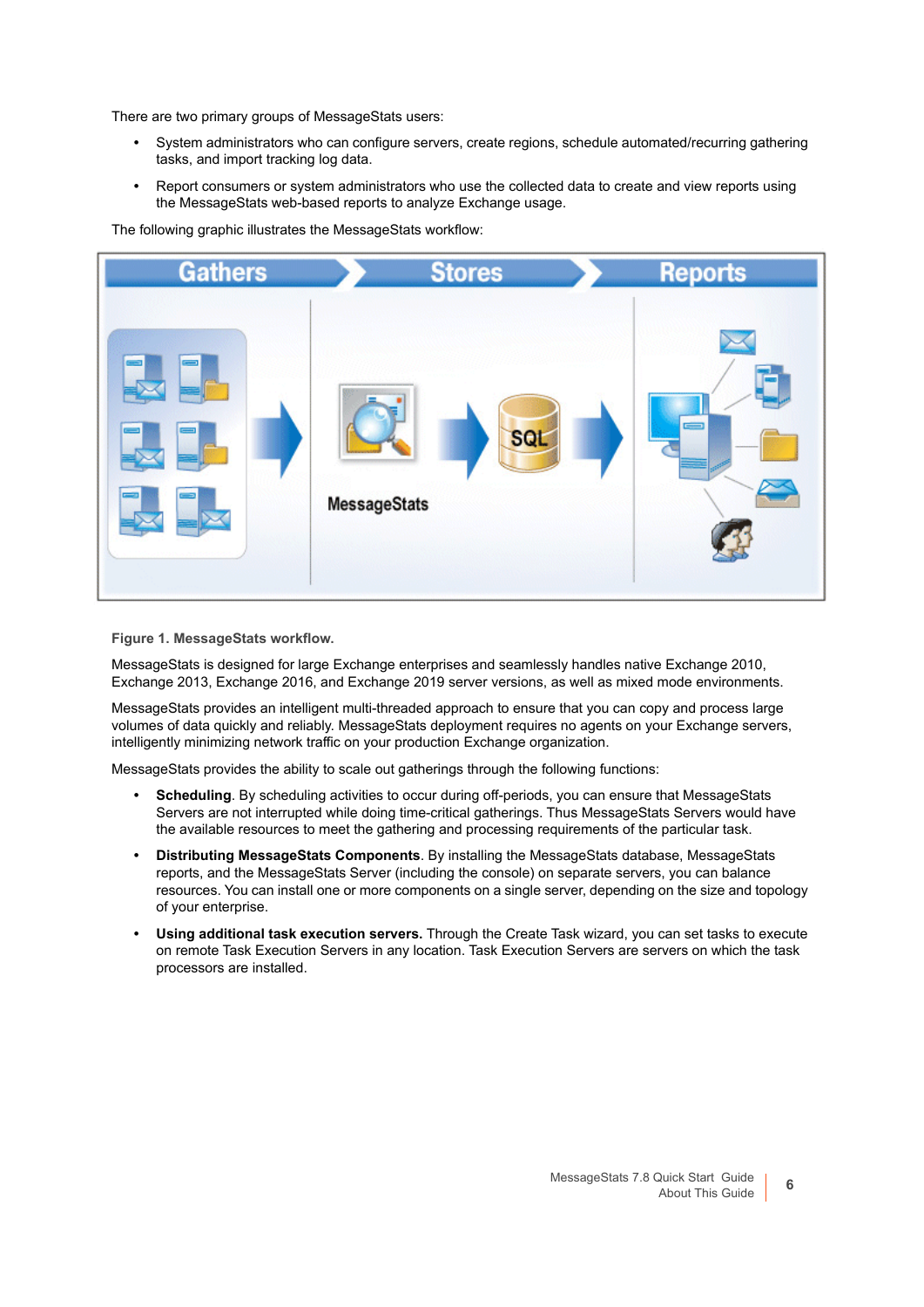There are two primary groups of MessageStats users:

- System administrators who can configure servers, create regions, schedule automated/recurring gathering tasks, and import tracking log data.
- Report consumers or system administrators who use the collected data to create and view reports using the MessageStats web-based reports to analyze Exchange usage.

The following graphic illustrates the MessageStats workflow:

**Figure 1. MessageStats workflow.**

MessageStats is designed for large Exchange enterprises and seamlessly handles native Exchange 2010, Exchange 2013, Exchange 2016, and Exchange 2019 server versions, as well as mixed mode environments.

MessageStats provides an intelligent multi-threaded approach to ensure that you can copy and process large volumes of data quickly and reliably. MessageStats deployment requires no agents on your Exchange servers, intelligently minimizing network traffic on your production Exchange organization.

MessageStats provides the ability to scale out gatherings through the following functions:

- **Scheduling**. By scheduling activities to occur during off-periods, you can ensure that MessageStats Servers are not interrupted while doing time-critical gatherings. Thus MessageStats Servers would have the available resources to meet the gathering and processing requirements of the particular task.
- **Distributing MessageStats Components**. By installing the MessageStats database, MessageStats reports, and the MessageStats Server (including the console) on separate servers, you can balance resources. You can install one or more components on a single server, depending on the size and topology of your enterprise.
- **Using additional task execution servers.** Through the Create Task wizard, you can set tasks to execute on remote Task Execution Servers in any location. Task Execution Servers are servers on which the task processors are installed.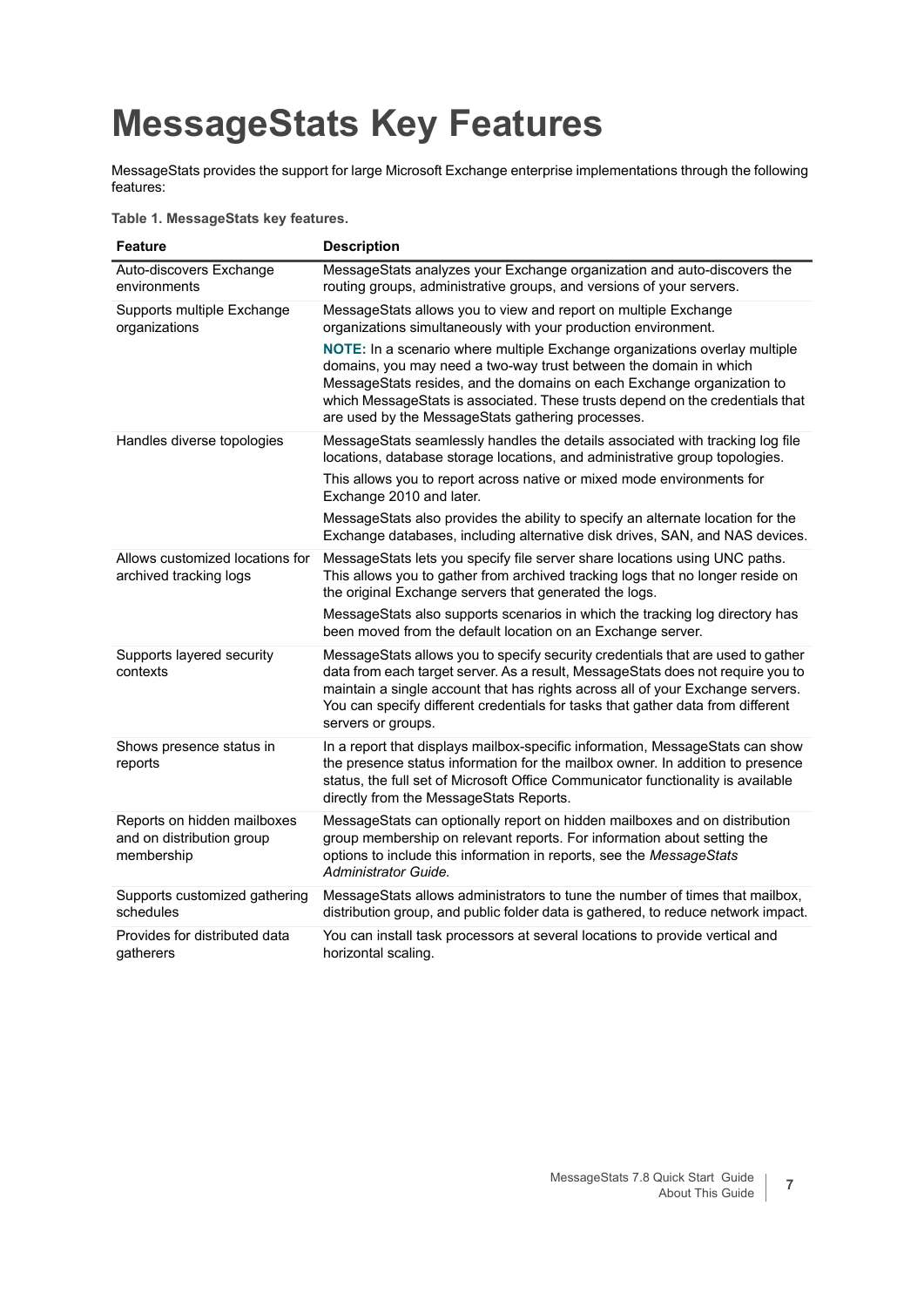# MessageStats Key Features

MessageStats provides the support for large Microsoft Exchange enterprise implementations through the following features:

**Table 1. MessageStats key features.**

| Feature | Description |
|---|---|
| Auto-discovers Exchange environments | MessageStats analyzes your Exchange organization and auto-discovers the routing groups, administrative groups, and versions of your servers. |
| Supports multiple Exchange organizations | MessageStats allows you to view and report on multiple Exchange organizations simultaneously with your production environment.<br><br>**NOTE:** In a scenario where multiple Exchange organizations overlay multiple domains, you may need a two-way trust between the domain in which MessageStats resides, and the domains on each Exchange organization to which MessageStats is associated. These trusts depend on the credentials that are used by the MessageStats gathering processes. |
| Handles diverse topologies | MessageStats seamlessly handles the details associated with tracking log file locations, database storage locations, and administrative group topologies.<br><br>This allows you to report across native or mixed mode environments for Exchange 2010 and later.<br><br>MessageStats also provides the ability to specify an alternate location for the Exchange databases, including alternative disk drives, SAN, and NAS devices. |
| Allows customized locations for archived tracking logs | MessageStats lets you specify file server share locations using UNC paths. This allows you to gather from archived tracking logs that no longer reside on the original Exchange servers that generated the logs.<br><br>MessageStats also supports scenarios in which the tracking log directory has been moved from the default location on an Exchange server. |
| Supports layered security contexts | MessageStats allows you to specify security credentials that are used to gather data from each target server. As a result, MessageStats does not require you to maintain a single account that has rights across all of your Exchange servers. You can specify different credentials for tasks that gather data from different servers or groups. |
| Shows presence status in reports | In a report that displays mailbox-specific information, MessageStats can show the presence status information for the mailbox owner. In addition to presence status, the full set of Microsoft Office Communicator functionality is available directly from the MessageStats Reports. |
| Reports on hidden mailboxes and on distribution group membership | MessageStats can optionally report on hidden mailboxes and on distribution group membership on relevant reports. For information about setting the options to include this information in reports, see the *MessageStats Administrator Guide.* |
| Supports customized gathering schedules | MessageStats allows administrators to tune the number of times that mailbox, distribution group, and public folder data is gathered, to reduce network impact. |
| Provides for distributed data gatherers | You can install task processors at several locations to provide vertical and horizontal scaling. |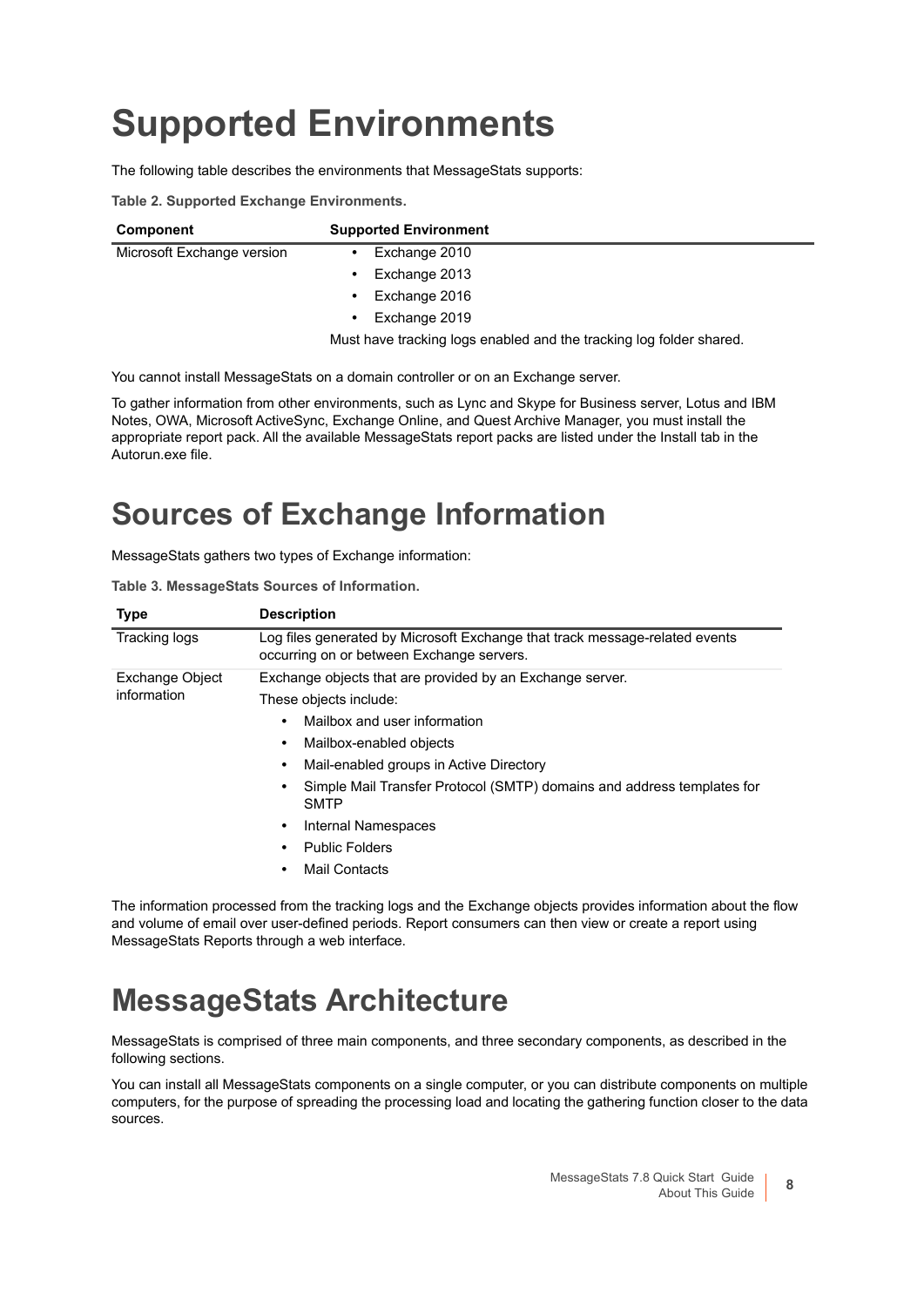# Supported Environments

The following table describes the environments that MessageStats supports:

**Table 2. Supported Exchange Environments.**

| Component | Supported Environment |
|---|---|
| Microsoft Exchange version | • Exchange 2010<br>• Exchange 2013<br>• Exchange 2016<br>• Exchange 2019<br>Must have tracking logs enabled and the tracking log folder shared. |

You cannot install MessageStats on a domain controller or on an Exchange server.

To gather information from other environments, such as Lync and Skype for Business server, Lotus and IBM Notes, OWA, Microsoft ActiveSync, Exchange Online, and Quest Archive Manager, you must install the appropriate report pack. All the available MessageStats report packs are listed under the Install tab in the Autorun.exe file.

# Sources of Exchange Information

MessageStats gathers two types of Exchange information:

**Table 3. MessageStats Sources of Information.**

| Type | Description |
|---|---|
| Tracking logs | Log files generated by Microsoft Exchange that track message-related events occurring on or between Exchange servers. |
| Exchange Object information | Exchange objects that are provided by an Exchange server.<br>These objects include:<br>• Mailbox and user information<br>• Mailbox-enabled objects<br>• Mail-enabled groups in Active Directory<br>• Simple Mail Transfer Protocol (SMTP) domains and address templates for SMTP<br>• Internal Namespaces<br>• Public Folders<br>• Mail Contacts |

The information processed from the tracking logs and the Exchange objects provides information about the flow and volume of email over user-defined periods. Report consumers can then view or create a report using MessageStats Reports through a web interface.

# MessageStats Architecture

MessageStats is comprised of three main components, and three secondary components, as described in the following sections.

You can install all MessageStats components on a single computer, or you can distribute components on multiple computers, for the purpose of spreading the processing load and locating the gathering function closer to the data sources.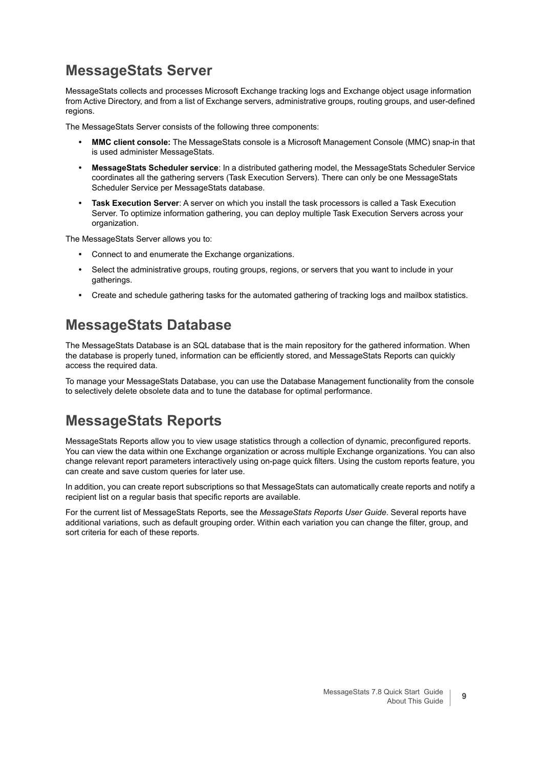## MessageStats Server

MessageStats collects and processes Microsoft Exchange tracking logs and Exchange object usage information from Active Directory, and from a list of Exchange servers, administrative groups, routing groups, and user-defined regions.

The MessageStats Server consists of the following three components:

- **MMC client console:** The MessageStats console is a Microsoft Management Console (MMC) snap-in that is used administer MessageStats.
- **MessageStats Scheduler service**: In a distributed gathering model, the MessageStats Scheduler Service coordinates all the gathering servers (Task Execution Servers). There can only be one MessageStats Scheduler Service per MessageStats database.
- **Task Execution Server**: A server on which you install the task processors is called a Task Execution Server. To optimize information gathering, you can deploy multiple Task Execution Servers across your organization.

The MessageStats Server allows you to:

- Connect to and enumerate the Exchange organizations.
- Select the administrative groups, routing groups, regions, or servers that you want to include in your gatherings.
- Create and schedule gathering tasks for the automated gathering of tracking logs and mailbox statistics.

## MessageStats Database

The MessageStats Database is an SQL database that is the main repository for the gathered information. When the database is properly tuned, information can be efficiently stored, and MessageStats Reports can quickly access the required data.

To manage your MessageStats Database, you can use the Database Management functionality from the console to selectively delete obsolete data and to tune the database for optimal performance.

## MessageStats Reports

MessageStats Reports allow you to view usage statistics through a collection of dynamic, preconfigured reports. You can view the data within one Exchange organization or across multiple Exchange organizations. You can also change relevant report parameters interactively using on-page quick filters. Using the custom reports feature, you can create and save custom queries for later use.

In addition, you can create report subscriptions so that MessageStats can automatically create reports and notify a recipient list on a regular basis that specific reports are available.

For the current list of MessageStats Reports, see the *MessageStats Reports User Guide*. Several reports have additional variations, such as default grouping order. Within each variation you can change the filter, group, and sort criteria for each of these reports.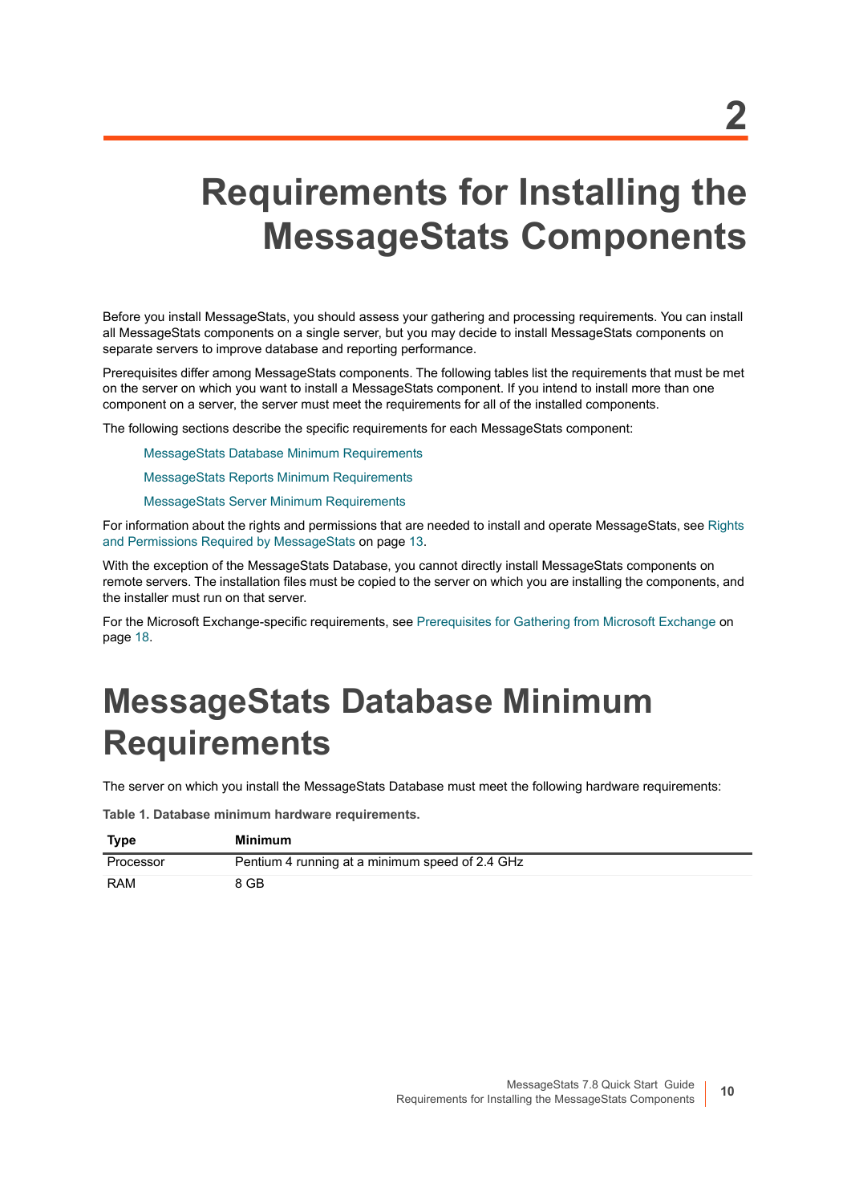# 2

# Requirements for Installing the MessageStats Components

Before you install MessageStats, you should assess your gathering and processing requirements. You can install all MessageStats components on a single server, but you may decide to install MessageStats components on separate servers to improve database and reporting performance.

Prerequisites differ among MessageStats components. The following tables list the requirements that must be met on the server on which you want to install a MessageStats component. If you intend to install more than one component on a server, the server must meet the requirements for all of the installed components.

The following sections describe the specific requirements for each MessageStats component:

- MessageStats Database Minimum Requirements
- MessageStats Reports Minimum Requirements
- MessageStats Server Minimum Requirements

For information about the rights and permissions that are needed to install and operate MessageStats, see Rights and Permissions Required by MessageStats on page 13.

With the exception of the MessageStats Database, you cannot directly install MessageStats components on remote servers. The installation files must be copied to the server on which you are installing the components, and the installer must run on that server.

For the Microsoft Exchange-specific requirements, see Prerequisites for Gathering from Microsoft Exchange on page 18.

## MessageStats Database Minimum Requirements

The server on which you install the MessageStats Database must meet the following hardware requirements:

**Table 1. Database minimum hardware requirements.**

| Type | Minimum |
|---|---|
| Processor | Pentium 4 running at a minimum speed of 2.4 GHz |
| RAM | 8 GB |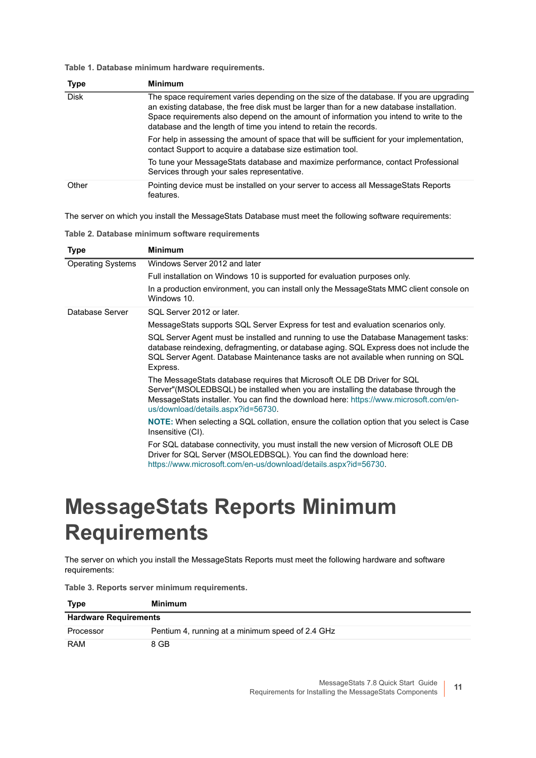**Table 1. Database minimum hardware requirements.**

| Type | Minimum |
|---|---|
| Disk | The space requirement varies depending on the size of the database. If you are upgrading an existing database, the free disk must be larger than for a new database installation. Space requirements also depend on the amount of information you intend to write to the database and the length of time you intend to retain the records.<br><br>For help in assessing the amount of space that will be sufficient for your implementation, contact Support to acquire a database size estimation tool.<br><br>To tune your MessageStats database and maximize performance, contact Professional Services through your sales representative. |
| Other | Pointing device must be installed on your server to access all MessageStats Reports features. |

The server on which you install the MessageStats Database must meet the following software requirements:

**Table 2. Database minimum software requirements**

| Type | Minimum |
|---|---|
| Operating Systems | Windows Server 2012 and later<br><br>Full installation on Windows 10 is supported for evaluation purposes only.<br><br>In a production environment, you can install only the MessageStats MMC client console on Windows 10. |
| Database Server | SQL Server 2012 or later.<br><br>MessageStats supports SQL Server Express for test and evaluation scenarios only.<br><br>SQL Server Agent must be installed and running to use the Database Management tasks: database reindexing, defragmenting, or database aging. SQL Express does not include the SQL Server Agent. Database Maintenance tasks are not available when running on SQL Express.<br><br>The MessageStats database requires that Microsoft OLE DB Driver for SQL Server"(MSOLEDBSQL) be installed when you are installing the database through the MessageStats installer. You can find the download here: https://www.microsoft.com/en-us/download/details.aspx?id=56730.<br><br>**NOTE:** When selecting a SQL collation, ensure the collation option that you select is Case Insensitive (CI).<br><br>For SQL database connectivity, you must install the new version of Microsoft OLE DB Driver for SQL Server (MSOLEDBSQL). You can find the download here: https://www.microsoft.com/en-us/download/details.aspx?id=56730. |

# MessageStats Reports Minimum Requirements

The server on which you install the MessageStats Reports must meet the following hardware and software requirements:

**Table 3. Reports server minimum requirements.**

| Type | Minimum |
|---|---|
| **Hardware Requirements** | |
| Processor | Pentium 4, running at a minimum speed of 2.4 GHz |
| RAM | 8 GB |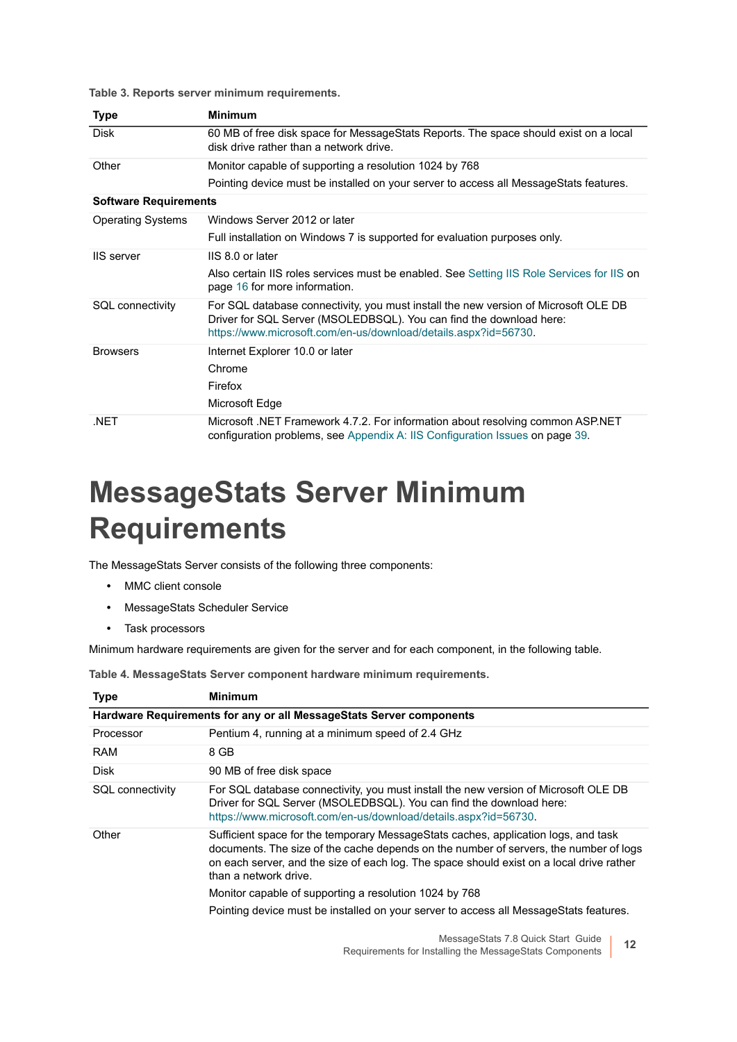**Table 3. Reports server minimum requirements.**

| Type | Minimum |
|---|---|
| Disk | 60 MB of free disk space for MessageStats Reports. The space should exist on a local disk drive rather than a network drive. |
| Other | Monitor capable of supporting a resolution 1024 by 768<br>Pointing device must be installed on your server to access all MessageStats features. |
| **Software Requirements** | |
| Operating Systems | Windows Server 2012 or later<br>Full installation on Windows 7 is supported for evaluation purposes only. |
| IIS server | IIS 8.0 or later<br>Also certain IIS roles services must be enabled. See Setting IIS Role Services for IIS on page 16 for more information. |
| SQL connectivity | For SQL database connectivity, you must install the new version of Microsoft OLE DB Driver for SQL Server (MSOLEDBSQL). You can find the download here: https://www.microsoft.com/en-us/download/details.aspx?id=56730. |
| Browsers | Internet Explorer 10.0 or later<br>Chrome<br>Firefox<br>Microsoft Edge |
| .NET | Microsoft .NET Framework 4.7.2. For information about resolving common ASP.NET configuration problems, see Appendix A: IIS Configuration Issues on page 39. |

# MessageStats Server Minimum Requirements

The MessageStats Server consists of the following three components:

- MMC client console
- MessageStats Scheduler Service
- Task processors

Minimum hardware requirements are given for the server and for each component, in the following table.

**Table 4. MessageStats Server component hardware minimum requirements.**

| Type | Minimum |
|---|---|
| **Hardware Requirements for any or all MessageStats Server components** | |
| Processor | Pentium 4, running at a minimum speed of 2.4 GHz |
| RAM | 8 GB |
| Disk | 90 MB of free disk space |
| SQL connectivity | For SQL database connectivity, you must install the new version of Microsoft OLE DB Driver for SQL Server (MSOLEDBSQL). You can find the download here: https://www.microsoft.com/en-us/download/details.aspx?id=56730. |
| Other | Sufficient space for the temporary MessageStats caches, application logs, and task documents. The size of the cache depends on the number of servers, the number of logs on each server, and the size of each log. The space should exist on a local drive rather than a network drive.<br>Monitor capable of supporting a resolution 1024 by 768<br>Pointing device must be installed on your server to access all MessageStats features. |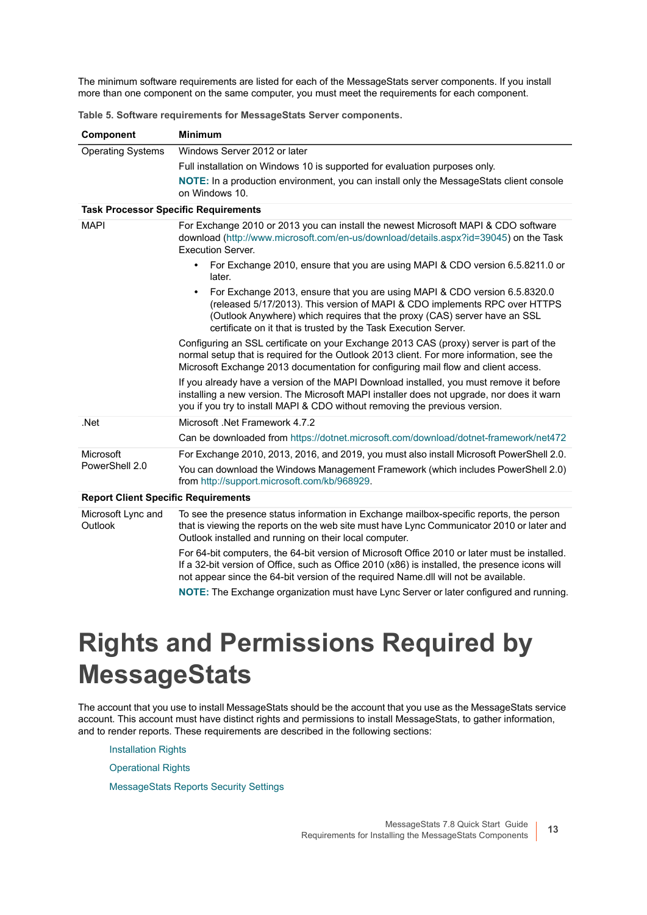The minimum software requirements are listed for each of the MessageStats server components. If you install more than one component on the same computer, you must meet the requirements for each component.

**Table 5. Software requirements for MessageStats Server components.**

| Component | Minimum |
| --- | --- |
| Operating Systems | Windows Server 2012 or later<br><br>Full installation on Windows 10 is supported for evaluation purposes only.<br><br>**NOTE:** In a production environment, you can install only the MessageStats client console on Windows 10. |
| **Task Processor Specific Requirements** | |
| MAPI | For Exchange 2010 or 2013 you can install the newest Microsoft MAPI & CDO software download (http://www.microsoft.com/en-us/download/details.aspx?id=39045) on the Task Execution Server.<br><br>• For Exchange 2010, ensure that you are using MAPI & CDO version 6.5.8211.0 or later.<br>• For Exchange 2013, ensure that you are using MAPI & CDO version 6.5.8320.0 (released 5/17/2013). This version of MAPI & CDO implements RPC over HTTPS (Outlook Anywhere) which requires that the proxy (CAS) server have an SSL certificate on it that is trusted by the Task Execution Server.<br><br>Configuring an SSL certificate on your Exchange 2013 CAS (proxy) server is part of the normal setup that is required for the Outlook 2013 client. For more information, see the Microsoft Exchange 2013 documentation for configuring mail flow and client access.<br><br>If you already have a version of the MAPI Download installed, you must remove it before installing a new version. The Microsoft MAPI installer does not upgrade, nor does it warn you if you try to install MAPI & CDO without removing the previous version. |
| .Net | Microsoft .Net Framework 4.7.2<br><br>Can be downloaded from https://dotnet.microsoft.com/download/dotnet-framework/net472 |
| Microsoft PowerShell 2.0 | For Exchange 2010, 2013, 2016, and 2019, you must also install Microsoft PowerShell 2.0.<br><br>You can download the Windows Management Framework (which includes PowerShell 2.0) from http://support.microsoft.com/kb/968929. |
| **Report Client Specific Requirements** | |
| Microsoft Lync and Outlook | To see the presence status information in Exchange mailbox-specific reports, the person that is viewing the reports on the web site must have Lync Communicator 2010 or later and Outlook installed and running on their local computer.<br><br>For 64-bit computers, the 64-bit version of Microsoft Office 2010 or later must be installed. If a 32-bit version of Office, such as Office 2010 (x86) is installed, the presence icons will not appear since the 64-bit version of the required Name.dll will not be available.<br><br>**NOTE:** The Exchange organization must have Lync Server or later configured and running. |

# Rights and Permissions Required by MessageStats

The account that you use to install MessageStats should be the account that you use as the MessageStats service account. This account must have distinct rights and permissions to install MessageStats, to gather information, and to render reports. These requirements are described in the following sections:

- Installation Rights
- Operational Rights
- MessageStats Reports Security Settings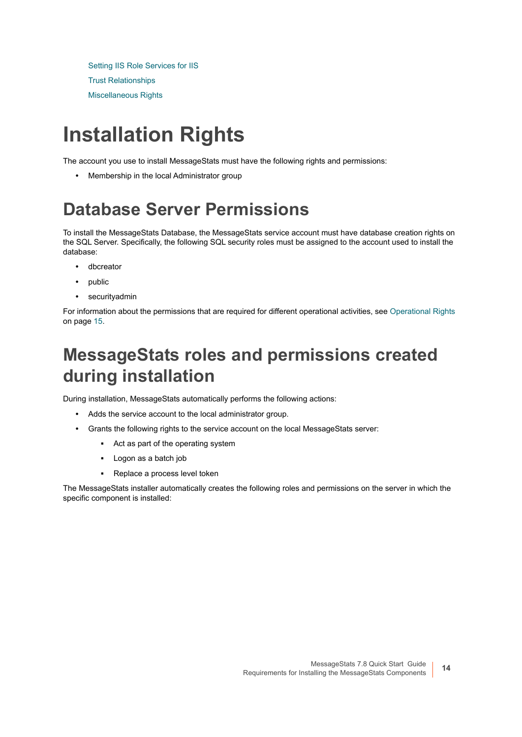Setting IIS Role Services for IIS

Trust Relationships

Miscellaneous Rights

# Installation Rights

The account you use to install MessageStats must have the following rights and permissions:

- Membership in the local Administrator group

# Database Server Permissions

To install the MessageStats Database, the MessageStats service account must have database creation rights on the SQL Server. Specifically, the following SQL security roles must be assigned to the account used to install the database:

- dbcreator
- public
- securityadmin

For information about the permissions that are required for different operational activities, see Operational Rights on page 15.

# MessageStats roles and permissions created during installation

During installation, MessageStats automatically performs the following actions:

- Adds the service account to the local administrator group.
- Grants the following rights to the service account on the local MessageStats server:
  - Act as part of the operating system
  - Logon as a batch job
  - Replace a process level token

The MessageStats installer automatically creates the following roles and permissions on the server in which the specific component is installed: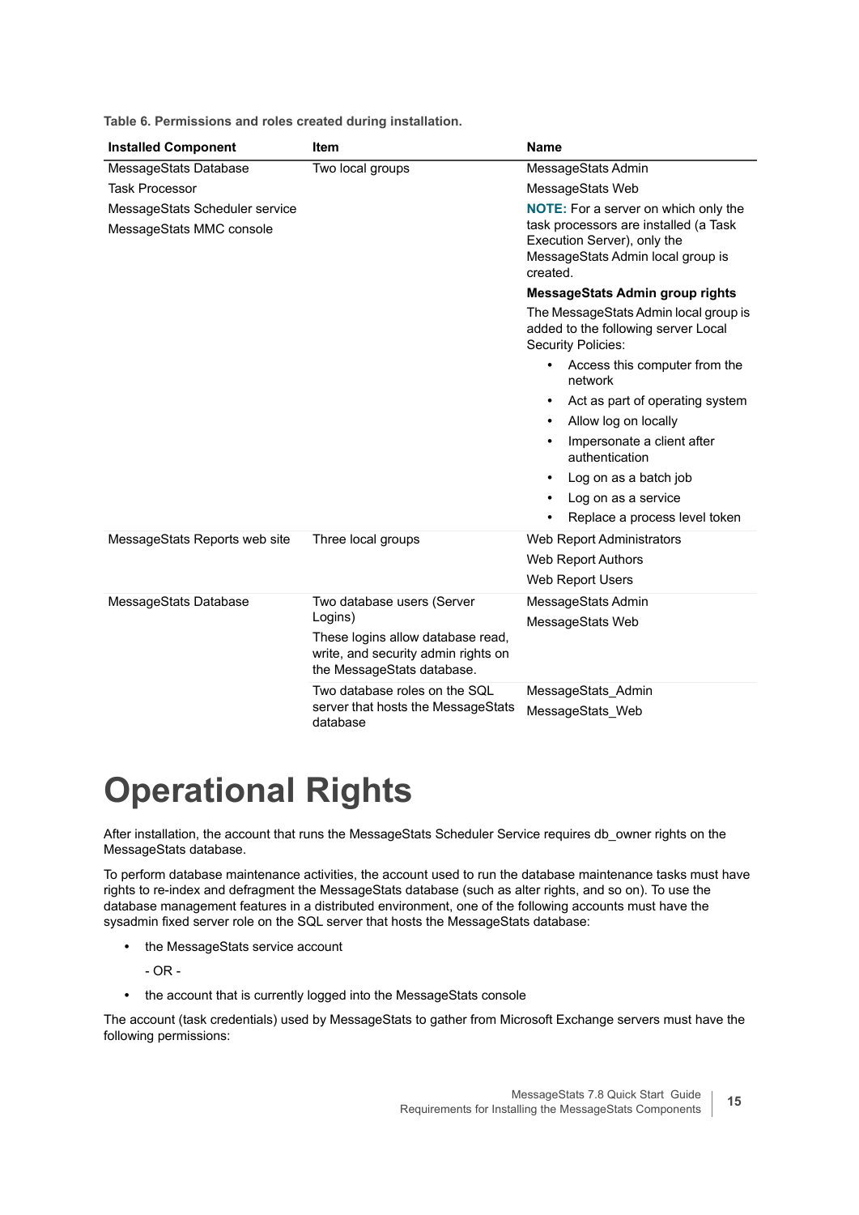**Table 6. Permissions and roles created during installation.**

| Installed Component | Item | Name |
|---|---|---|
| MessageStats Database<br>Task Processor<br>MessageStats Scheduler service<br>MessageStats MMC console | Two local groups | MessageStats Admin<br>MessageStats Web<br>**NOTE:** For a server on which only the task processors are installed (a Task Execution Server), only the MessageStats Admin local group is created.<br>**MessageStats Admin group rights**<br>The MessageStats Admin local group is added to the following server Local Security Policies:<br>• Access this computer from the network<br>• Act as part of operating system<br>• Allow log on locally<br>• Impersonate a client after authentication<br>• Log on as a batch job<br>• Log on as a service<br>• Replace a process level token |
| MessageStats Reports web site | Three local groups | Web Report Administrators<br>Web Report Authors<br>Web Report Users |
| MessageStats Database | Two database users (Server Logins)<br>These logins allow database read, write, and security admin rights on the MessageStats database. | MessageStats Admin<br>MessageStats Web |
| | Two database roles on the SQL server that hosts the MessageStats database | MessageStats_Admin<br>MessageStats_Web |

# Operational Rights

After installation, the account that runs the MessageStats Scheduler Service requires db_owner rights on the MessageStats database.

To perform database maintenance activities, the account used to run the database maintenance tasks must have rights to re-index and defragment the MessageStats database (such as alter rights, and so on). To use the database management features in a distributed environment, one of the following accounts must have the sysadmin fixed server role on the SQL server that hosts the MessageStats database:

- the MessageStats service account

  - OR -

- the account that is currently logged into the MessageStats console

The account (task credentials) used by MessageStats to gather from Microsoft Exchange servers must have the following permissions: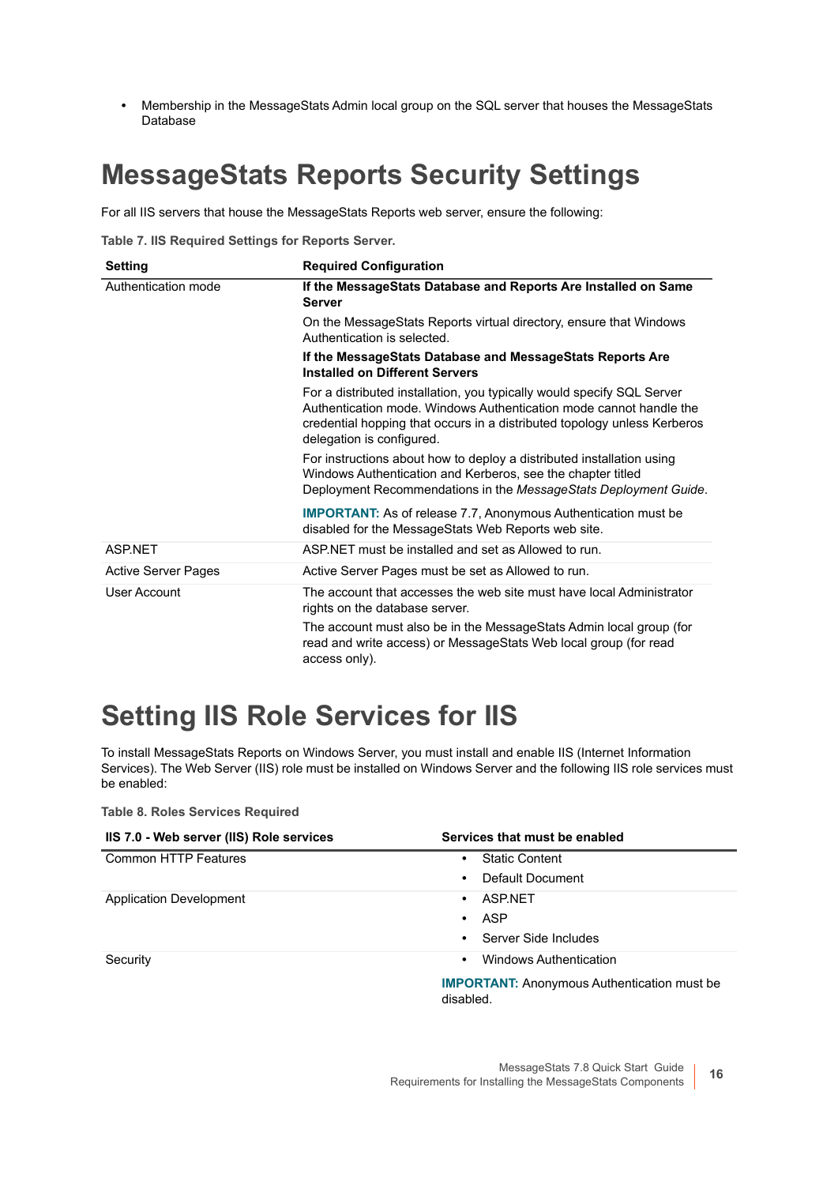- Membership in the MessageStats Admin local group on the SQL server that houses the MessageStats Database

# MessageStats Reports Security Settings

For all IIS servers that house the MessageStats Reports web server, ensure the following:

**Table 7. IIS Required Settings for Reports Server.**

| Setting | Required Configuration |
|---|---|
| Authentication mode | **If the MessageStats Database and Reports Are Installed on Same Server**<br><br>On the MessageStats Reports virtual directory, ensure that Windows Authentication is selected.<br><br>**If the MessageStats Database and MessageStats Reports Are Installed on Different Servers**<br><br>For a distributed installation, you typically would specify SQL Server Authentication mode. Windows Authentication mode cannot handle the credential hopping that occurs in a distributed topology unless Kerberos delegation is configured.<br><br>For instructions about how to deploy a distributed installation using Windows Authentication and Kerberos, see the chapter titled Deployment Recommendations in the *MessageStats Deployment Guide*.<br><br>**IMPORTANT:** As of release 7.7, Anonymous Authentication must be disabled for the MessageStats Web Reports web site. |
| ASP.NET | ASP.NET must be installed and set as Allowed to run. |
| Active Server Pages | Active Server Pages must be set as Allowed to run. |
| User Account | The account that accesses the web site must have local Administrator rights on the database server.<br><br>The account must also be in the MessageStats Admin local group (for read and write access) or MessageStats Web local group (for read access only). |

# Setting IIS Role Services for IIS

To install MessageStats Reports on Windows Server, you must install and enable IIS (Internet Information Services). The Web Server (IIS) role must be installed on Windows Server and the following IIS role services must be enabled:

**Table 8. Roles Services Required**

| IIS 7.0 - Web server (IIS) Role services | Services that must be enabled |
|---|---|
| Common HTTP Features | • Static Content<br>• Default Document |
| Application Development | • ASP.NET<br>• ASP<br>• Server Side Includes |
| Security | • Windows Authentication<br><br>**IMPORTANT:** Anonymous Authentication must be disabled. |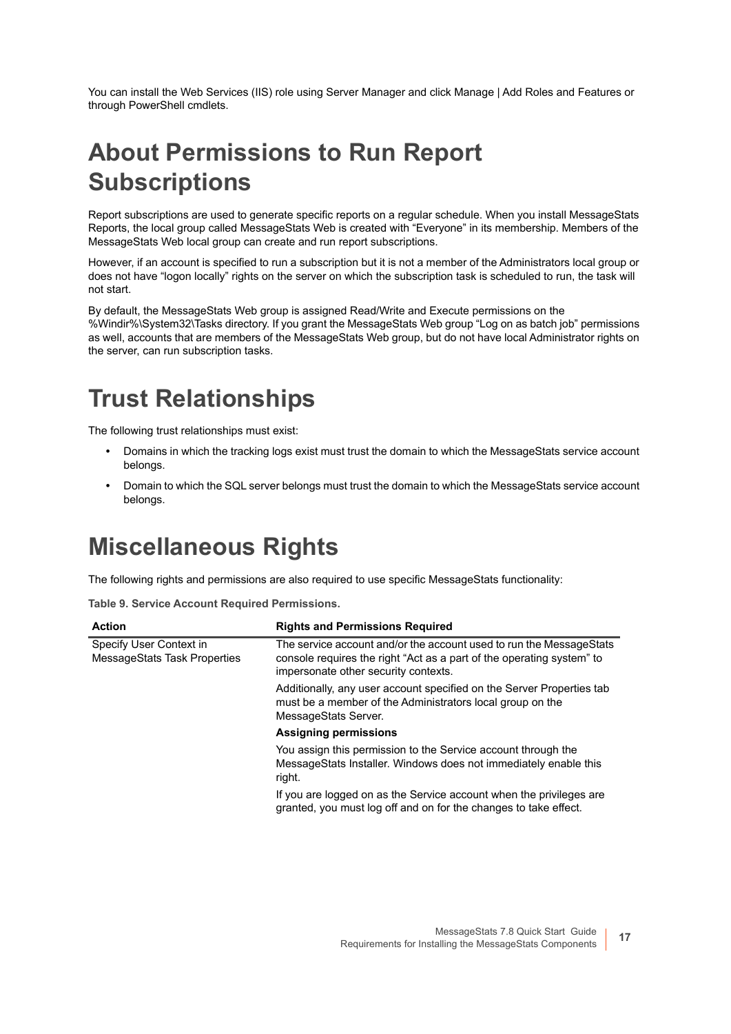You can install the Web Services (IIS) role using Server Manager and click Manage | Add Roles and Features or through PowerShell cmdlets.

# About Permissions to Run Report Subscriptions

Report subscriptions are used to generate specific reports on a regular schedule. When you install MessageStats Reports, the local group called MessageStats Web is created with “Everyone” in its membership. Members of the MessageStats Web local group can create and run report subscriptions.

However, if an account is specified to run a subscription but it is not a member of the Administrators local group or does not have “logon locally” rights on the server on which the subscription task is scheduled to run, the task will not start.

By default, the MessageStats Web group is assigned Read/Write and Execute permissions on the %Windir%\System32\Tasks directory. If you grant the MessageStats Web group “Log on as batch job” permissions as well, accounts that are members of the MessageStats Web group, but do not have local Administrator rights on the server, can run subscription tasks.

# Trust Relationships

The following trust relationships must exist:

- Domains in which the tracking logs exist must trust the domain to which the MessageStats service account belongs.
- Domain to which the SQL server belongs must trust the domain to which the MessageStats service account belongs.

# Miscellaneous Rights

The following rights and permissions are also required to use specific MessageStats functionality:

**Table 9. Service Account Required Permissions.**

| Action | Rights and Permissions Required |
|---|---|
| Specify User Context in MessageStats Task Properties | The service account and/or the account used to run the MessageStats console requires the right “Act as a part of the operating system” to impersonate other security contexts.<br><br>Additionally, any user account specified on the Server Properties tab must be a member of the Administrators local group on the MessageStats Server.<br><br>**Assigning permissions**<br><br>You assign this permission to the Service account through the MessageStats Installer. Windows does not immediately enable this right.<br><br>If you are logged on as the Service account when the privileges are granted, you must log off and on for the changes to take effect. |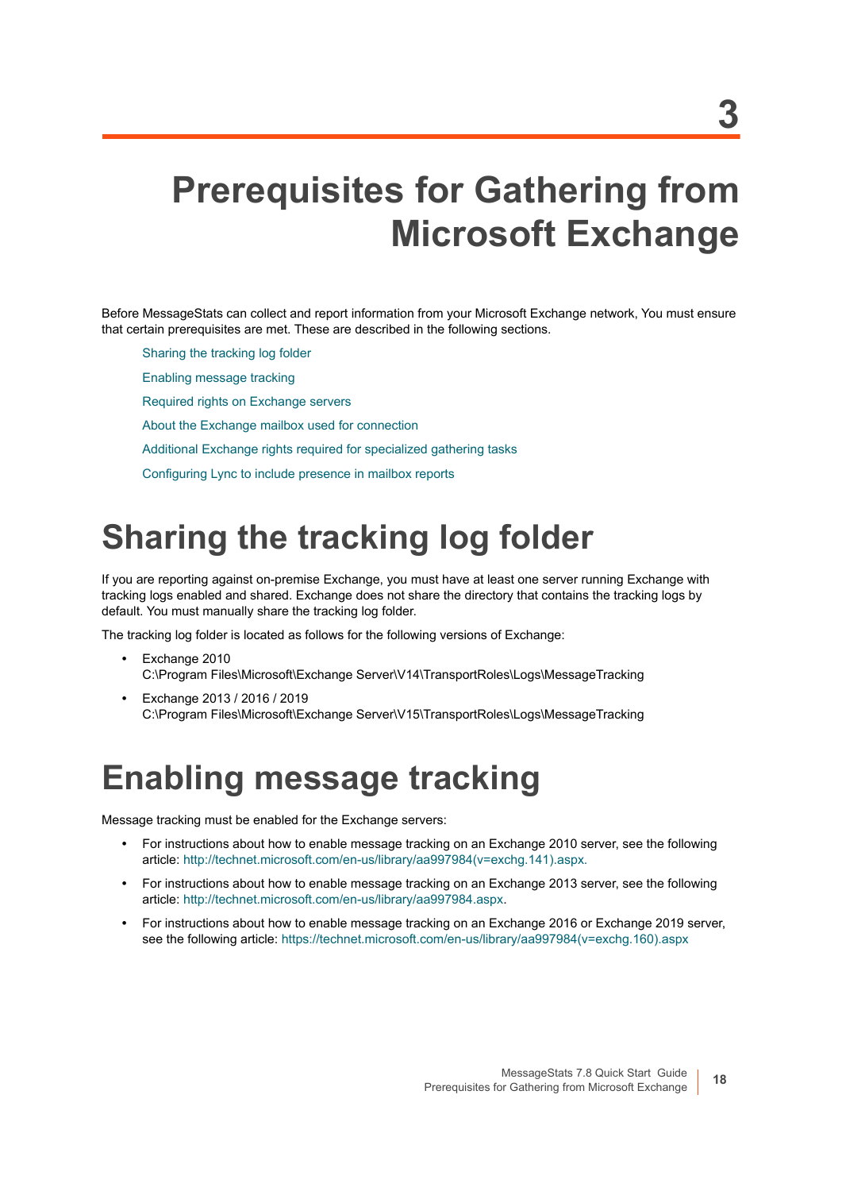# 3

# Prerequisites for Gathering from Microsoft Exchange

Before MessageStats can collect and report information from your Microsoft Exchange network, You must ensure that certain prerequisites are met. These are described in the following sections.

- Sharing the tracking log folder
- Enabling message tracking
- Required rights on Exchange servers
- About the Exchange mailbox used for connection
- Additional Exchange rights required for specialized gathering tasks
- Configuring Lync to include presence in mailbox reports

## Sharing the tracking log folder

If you are reporting against on-premise Exchange, you must have at least one server running Exchange with tracking logs enabled and shared. Exchange does not share the directory that contains the tracking logs by default. You must manually share the tracking log folder.

The tracking log folder is located as follows for the following versions of Exchange:

- Exchange 2010
  C:\Program Files\Microsoft\Exchange Server\V14\TransportRoles\Logs\MessageTracking
- Exchange 2013 / 2016 / 2019
  C:\Program Files\Microsoft\Exchange Server\V15\TransportRoles\Logs\MessageTracking

## Enabling message tracking

Message tracking must be enabled for the Exchange servers:

- For instructions about how to enable message tracking on an Exchange 2010 server, see the following article: http://technet.microsoft.com/en-us/library/aa997984(v=exchg.141).aspx.
- For instructions about how to enable message tracking on an Exchange 2013 server, see the following article: http://technet.microsoft.com/en-us/library/aa997984.aspx.
- For instructions about how to enable message tracking on an Exchange 2016 or Exchange 2019 server, see the following article: https://technet.microsoft.com/en-us/library/aa997984(v=exchg.160).aspx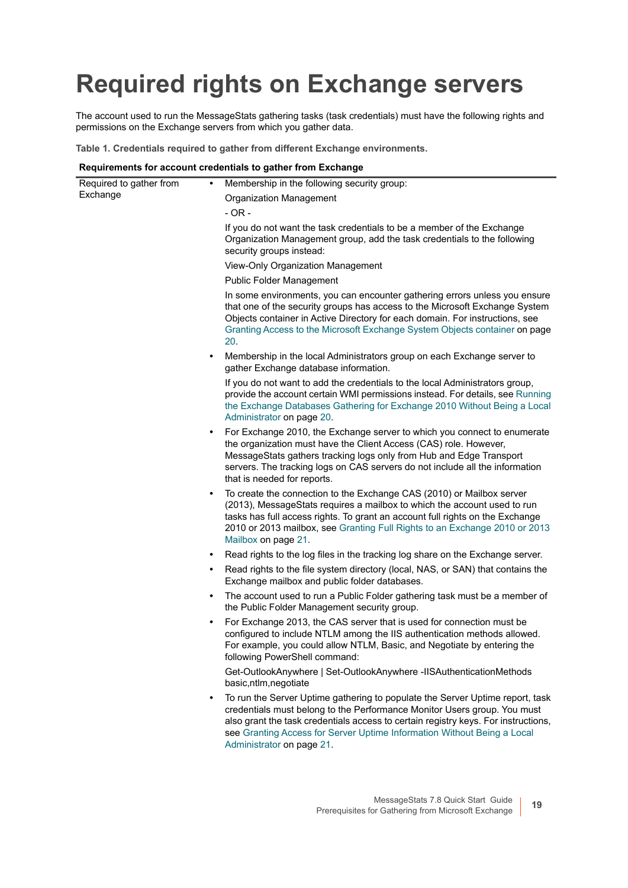# Required rights on Exchange servers

The account used to run the MessageStats gathering tasks (task credentials) must have the following rights and permissions on the Exchange servers from which you gather data.

**Table 1. Credentials required to gather from different Exchange environments.**

| Requirements for account credentials to gather from Exchange | |
|---|---|
| Required to gather from Exchange | • Membership in the following security group:<br>Organization Management<br>- OR -<br>If you do not want the task credentials to be a member of the Exchange Organization Management group, add the task credentials to the following security groups instead:<br>View-Only Organization Management<br>Public Folder Management<br>In some environments, you can encounter gathering errors unless you ensure that one of the security groups has access to the Microsoft Exchange System Objects container in Active Directory for each domain. For instructions, see Granting Access to the Microsoft Exchange System Objects container on page 20.<br>• Membership in the local Administrators group on each Exchange server to gather Exchange database information.<br>If you do not want to add the credentials to the local Administrators group, provide the account certain WMI permissions instead. For details, see Running the Exchange Databases Gathering for Exchange 2010 Without Being a Local Administrator on page 20.<br>• For Exchange 2010, the Exchange server to which you connect to enumerate the organization must have the Client Access (CAS) role. However, MessageStats gathers tracking logs only from Hub and Edge Transport servers. The tracking logs on CAS servers do not include all the information that is needed for reports.<br>• To create the connection to the Exchange CAS (2010) or Mailbox server (2013), MessageStats requires a mailbox to which the account used to run tasks has full access rights. To grant an account full rights on the Exchange 2010 or 2013 mailbox, see Granting Full Rights to an Exchange 2010 or 2013 Mailbox on page 21.<br>• Read rights to the log files in the tracking log share on the Exchange server.<br>• Read rights to the file system directory (local, NAS, or SAN) that contains the Exchange mailbox and public folder databases.<br>• The account used to run a Public Folder gathering task must be a member of the Public Folder Management security group.<br>• For Exchange 2013, the CAS server that is used for connection must be configured to include NTLM among the IIS authentication methods allowed. For example, you could allow NTLM, Basic, and Negotiate by entering the following PowerShell command:<br>Get-OutlookAnywhere \| Set-OutlookAnywhere -IISAuthenticationMethods basic,ntlm,negotiate<br>• To run the Server Uptime gathering to populate the Server Uptime report, task credentials must belong to the Performance Monitor Users group. You must also grant the task credentials access to certain registry keys. For instructions, see Granting Access for Server Uptime Information Without Being a Local Administrator on page 21. |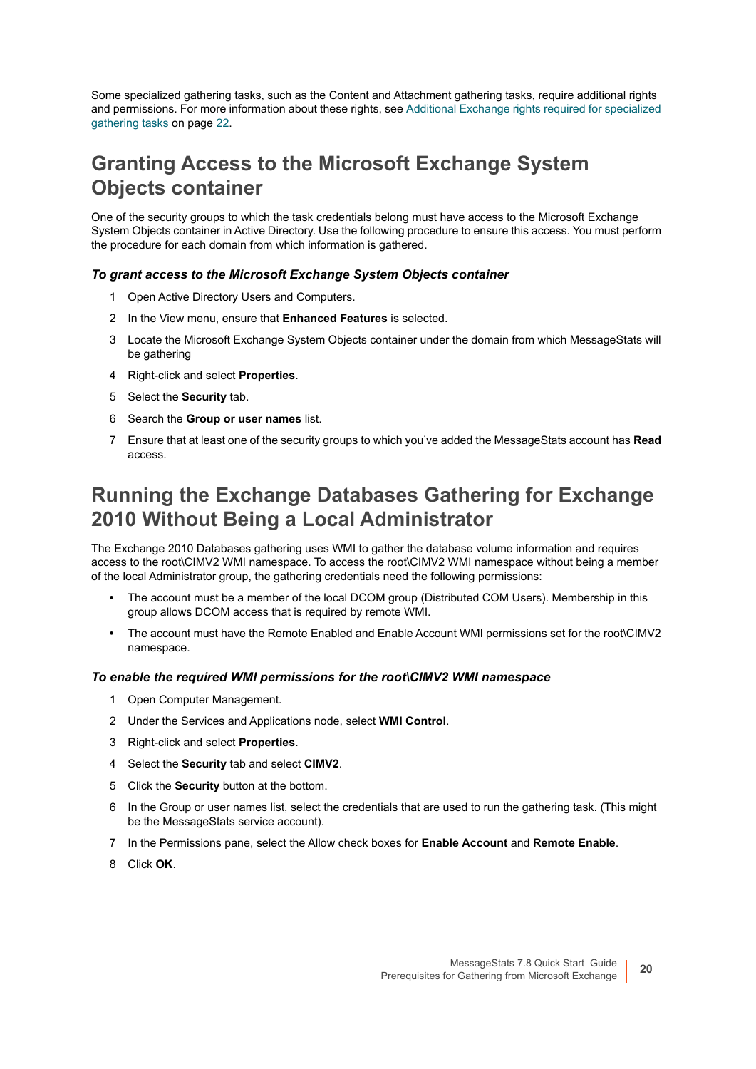Some specialized gathering tasks, such as the Content and Attachment gathering tasks, require additional rights and permissions. For more information about these rights, see Additional Exchange rights required for specialized gathering tasks on page 22.

## Granting Access to the Microsoft Exchange System Objects container

One of the security groups to which the task credentials belong must have access to the Microsoft Exchange System Objects container in Active Directory. Use the following procedure to ensure this access. You must perform the procedure for each domain from which information is gathered.

#### *To grant access to the Microsoft Exchange System Objects container*

1. Open Active Directory Users and Computers.
2. In the View menu, ensure that **Enhanced Features** is selected.
3. Locate the Microsoft Exchange System Objects container under the domain from which MessageStats will be gathering
4. Right-click and select **Properties**.
5. Select the **Security** tab.
6. Search the **Group or user names** list.
7. Ensure that at least one of the security groups to which you've added the MessageStats account has **Read** access.

## Running the Exchange Databases Gathering for Exchange 2010 Without Being a Local Administrator

The Exchange 2010 Databases gathering uses WMI to gather the database volume information and requires access to the root\CIMV2 WMI namespace. To access the root\CIMV2 WMI namespace without being a member of the local Administrator group, the gathering credentials need the following permissions:

- The account must be a member of the local DCOM group (Distributed COM Users). Membership in this group allows DCOM access that is required by remote WMI.
- The account must have the Remote Enabled and Enable Account WMI permissions set for the root\CIMV2 namespace.

#### *To enable the required WMI permissions for the root\CIMV2 WMI namespace*

1. Open Computer Management.
2. Under the Services and Applications node, select **WMI Control**.
3. Right-click and select **Properties**.
4. Select the **Security** tab and select **CIMV2**.
5. Click the **Security** button at the bottom.
6. In the Group or user names list, select the credentials that are used to run the gathering task. (This might be the MessageStats service account).
7. In the Permissions pane, select the Allow check boxes for **Enable Account** and **Remote Enable**.
8. Click **OK**.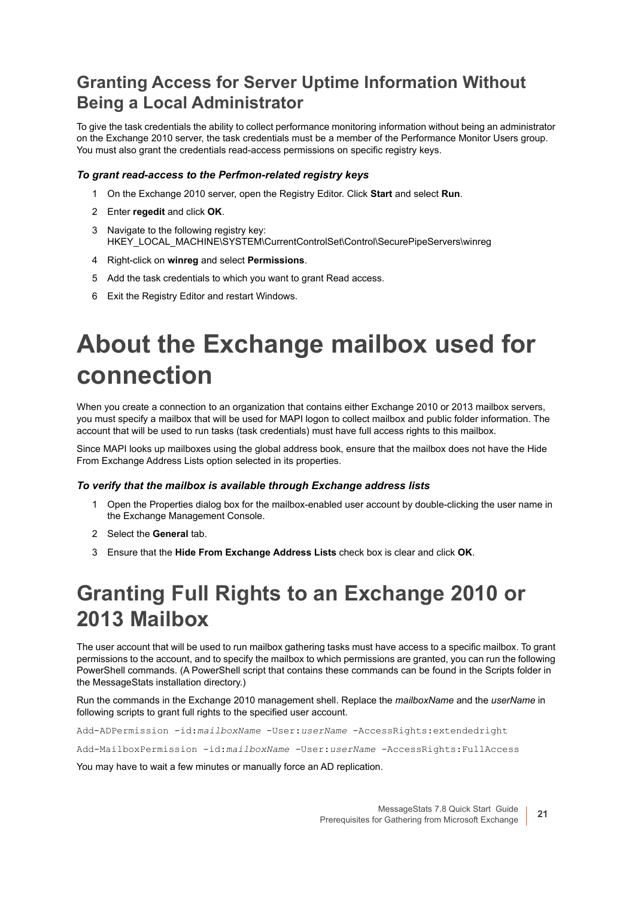## Granting Access for Server Uptime Information Without Being a Local Administrator

To give the task credentials the ability to collect performance monitoring information without being an administrator on the Exchange 2010 server, the task credentials must be a member of the Performance Monitor Users group. You must also grant the credentials read-access permissions on specific registry keys.

### *To grant read-access to the Perfmon-related registry keys*

1. On the Exchange 2010 server, open the Registry Editor. Click **Start** and select **Run**.
2. Enter **regedit** and click **OK**.
3. Navigate to the following registry key: HKEY_LOCAL_MACHINE\SYSTEM\CurrentControlSet\Control\SecurePipeServers\winreg
4. Right-click on **winreg** and select **Permissions**.
5. Add the task credentials to which you want to grant Read access.
6. Exit the Registry Editor and restart Windows.

# About the Exchange mailbox used for connection

When you create a connection to an organization that contains either Exchange 2010 or 2013 mailbox servers, you must specify a mailbox that will be used for MAPI logon to collect mailbox and public folder information. The account that will be used to run tasks (task credentials) must have full access rights to this mailbox.

Since MAPI looks up mailboxes using the global address book, ensure that the mailbox does not have the Hide From Exchange Address Lists option selected in its properties.

### *To verify that the mailbox is available through Exchange address lists*

1. Open the Properties dialog box for the mailbox-enabled user account by double-clicking the user name in the Exchange Management Console.
2. Select the **General** tab.
3. Ensure that the **Hide From Exchange Address Lists** check box is clear and click **OK**.

# Granting Full Rights to an Exchange 2010 or 2013 Mailbox

The user account that will be used to run mailbox gathering tasks must have access to a specific mailbox. To grant permissions to the account, and to specify the mailbox to which permissions are granted, you can run the following PowerShell commands. (A PowerShell script that contains these commands can be found in the Scripts folder in the MessageStats installation directory.)

Run the commands in the Exchange 2010 management shell. Replace the *mailboxName* and the *userName* in following scripts to grant full rights to the specified user account.

```
Add-ADPermission -id:mailboxName -User:userName -AccessRights:extendedright
```

```
Add-MailboxPermission -id:mailboxName -User:userName -AccessRights:FullAccess
```

You may have to wait a few minutes or manually force an AD replication.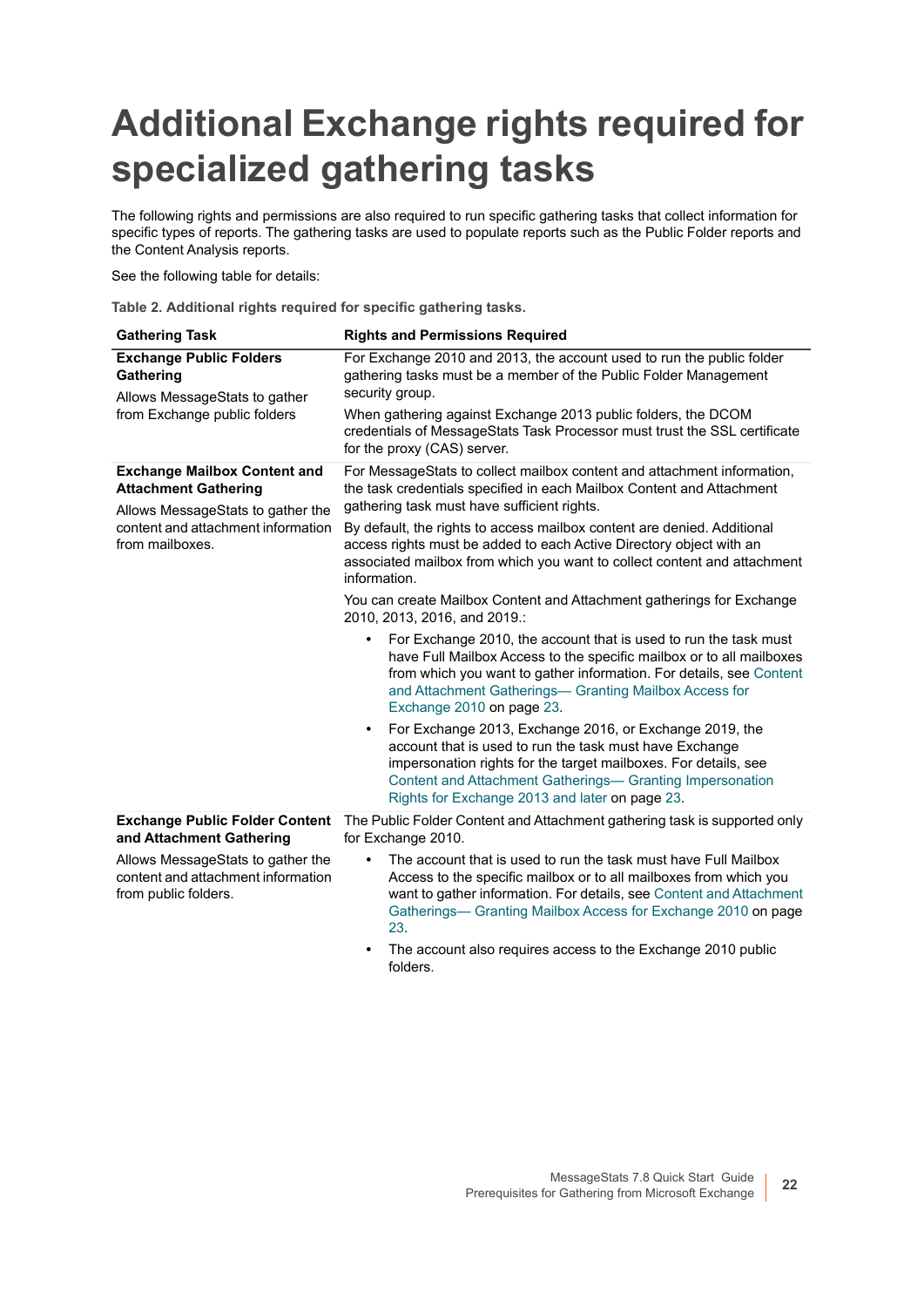# Additional Exchange rights required for specialized gathering tasks

The following rights and permissions are also required to run specific gathering tasks that collect information for specific types of reports. The gathering tasks are used to populate reports such as the Public Folder reports and the Content Analysis reports.

See the following table for details:

**Table 2. Additional rights required for specific gathering tasks.**

| Gathering Task | Rights and Permissions Required |
|---|---|
| **Exchange Public Folders Gathering**<br><br>Allows MessageStats to gather from Exchange public folders | For Exchange 2010 and 2013, the account used to run the public folder gathering tasks must be a member of the Public Folder Management security group.<br><br>When gathering against Exchange 2013 public folders, the DCOM credentials of MessageStats Task Processor must trust the SSL certificate for the proxy (CAS) server. |
| **Exchange Mailbox Content and Attachment Gathering**<br><br>Allows MessageStats to gather the content and attachment information from mailboxes. | For MessageStats to collect mailbox content and attachment information, the task credentials specified in each Mailbox Content and Attachment gathering task must have sufficient rights.<br><br>By default, the rights to access mailbox content are denied. Additional access rights must be added to each Active Directory object with an associated mailbox from which you want to collect content and attachment information.<br><br>You can create Mailbox Content and Attachment gatherings for Exchange 2010, 2013, 2016, and 2019.:<br><br>• For Exchange 2010, the account that is used to run the task must have Full Mailbox Access to the specific mailbox or to all mailboxes from which you want to gather information. For details, see Content and Attachment Gatherings— Granting Mailbox Access for Exchange 2010 on page 23.<br><br>• For Exchange 2013, Exchange 2016, or Exchange 2019, the account that is used to run the task must have Exchange impersonation rights for the target mailboxes. For details, see Content and Attachment Gatherings— Granting Impersonation Rights for Exchange 2013 and later on page 23. |
| **Exchange Public Folder Content and Attachment Gathering**<br><br>Allows MessageStats to gather the content and attachment information from public folders. | The Public Folder Content and Attachment gathering task is supported only for Exchange 2010.<br><br>• The account that is used to run the task must have Full Mailbox Access to the specific mailbox or to all mailboxes from which you want to gather information. For details, see Content and Attachment Gatherings— Granting Mailbox Access for Exchange 2010 on page 23.<br><br>• The account also requires access to the Exchange 2010 public folders. |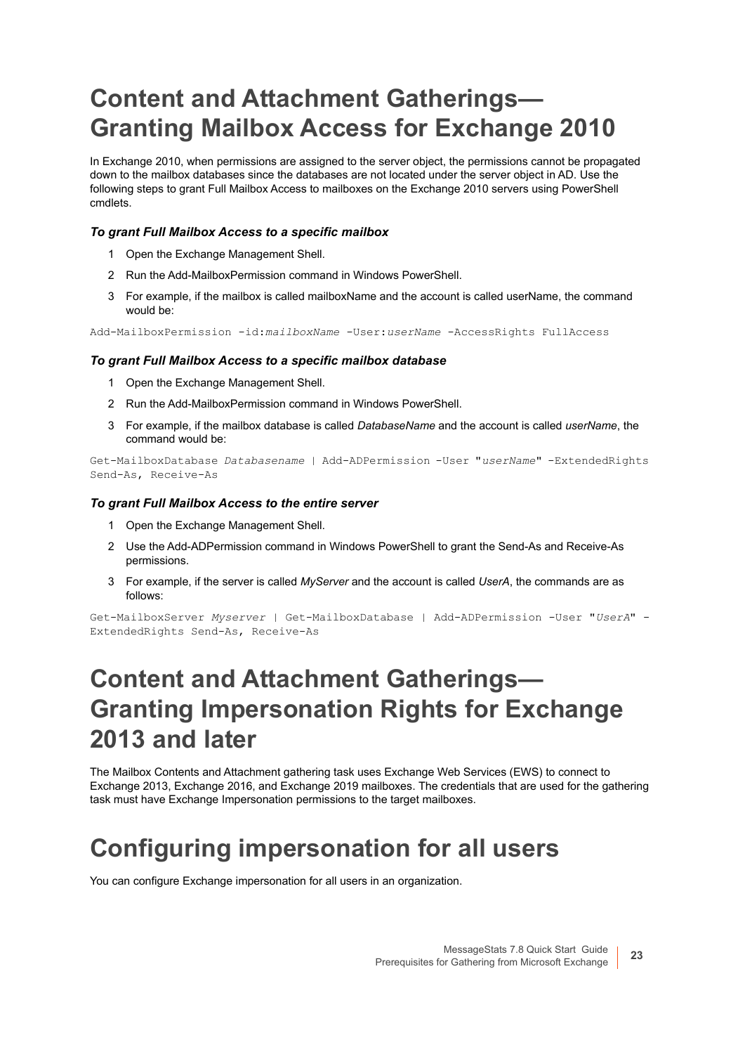# Content and Attachment Gatherings—Granting Mailbox Access for Exchange 2010

In Exchange 2010, when permissions are assigned to the server object, the permissions cannot be propagated down to the mailbox databases since the databases are not located under the server object in AD. Use the following steps to grant Full Mailbox Access to mailboxes on the Exchange 2010 servers using PowerShell cmdlets.

#### *To grant Full Mailbox Access to a specific mailbox*

1. Open the Exchange Management Shell.
2. Run the Add-MailboxPermission command in Windows PowerShell.
3. For example, if the mailbox is called mailboxName and the account is called userName, the command would be:

```
Add-MailboxPermission -id:mailboxName -User:userName -AccessRights FullAccess
```

#### *To grant Full Mailbox Access to a specific mailbox database*

1. Open the Exchange Management Shell.
2. Run the Add-MailboxPermission command in Windows PowerShell.
3. For example, if the mailbox database is called *DatabaseName* and the account is called *userName*, the command would be:

```
Get-MailboxDatabase Databasename | Add-ADPermission -User "userName" -ExtendedRights Send-As, Receive-As
```

#### *To grant Full Mailbox Access to the entire server*

1. Open the Exchange Management Shell.
2. Use the Add-ADPermission command in Windows PowerShell to grant the Send-As and Receive-As permissions.
3. For example, if the server is called *MyServer* and the account is called *UserA*, the commands are as follows:

```
Get-MailboxServer Myserver | Get-MailboxDatabase | Add-ADPermission -User "UserA" -ExtendedRights Send-As, Receive-As
```

# Content and Attachment Gatherings—Granting Impersonation Rights for Exchange 2013 and later

The Mailbox Contents and Attachment gathering task uses Exchange Web Services (EWS) to connect to Exchange 2013, Exchange 2016, and Exchange 2019 mailboxes. The credentials that are used for the gathering task must have Exchange Impersonation permissions to the target mailboxes.

# Configuring impersonation for all users

You can configure Exchange impersonation for all users in an organization.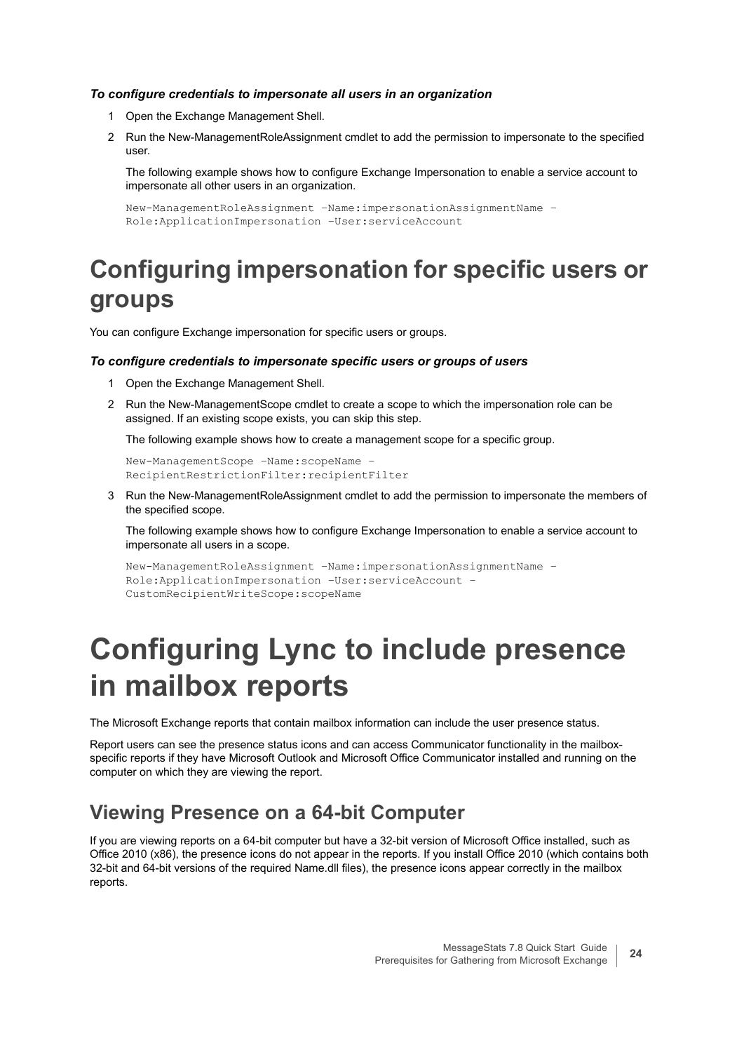***To configure credentials to impersonate all users in an organization***

1. Open the Exchange Management Shell.
2. Run the New-ManagementRoleAssignment cmdlet to add the permission to impersonate to the specified user.

   The following example shows how to configure Exchange Impersonation to enable a service account to impersonate all other users in an organization.

   ```
   New-ManagementRoleAssignment –Name:impersonationAssignmentName –
   Role:ApplicationImpersonation –User:serviceAccount
   ```

## Configuring impersonation for specific users or groups

You can configure Exchange impersonation for specific users or groups.

***To configure credentials to impersonate specific users or groups of users***

1. Open the Exchange Management Shell.
2. Run the New-ManagementScope cmdlet to create a scope to which the impersonation role can be assigned. If an existing scope exists, you can skip this step.

   The following example shows how to create a management scope for a specific group.

   ```
   New-ManagementScope –Name:scopeName –
   RecipientRestrictionFilter:recipientFilter
   ```

3. Run the New-ManagementRoleAssignment cmdlet to add the permission to impersonate the members of the specified scope.

   The following example shows how to configure Exchange Impersonation to enable a service account to impersonate all users in a scope.

   ```
   New-ManagementRoleAssignment –Name:impersonationAssignmentName –
   Role:ApplicationImpersonation –User:serviceAccount –
   CustomRecipientWriteScope:scopeName
   ```

# Configuring Lync to include presence in mailbox reports

The Microsoft Exchange reports that contain mailbox information can include the user presence status.

Report users can see the presence status icons and can access Communicator functionality in the mailbox-specific reports if they have Microsoft Outlook and Microsoft Office Communicator installed and running on the computer on which they are viewing the report.

### Viewing Presence on a 64-bit Computer

If you are viewing reports on a 64-bit computer but have a 32-bit version of Microsoft Office installed, such as Office 2010 (x86), the presence icons do not appear in the reports. If you install Office 2010 (which contains both 32-bit and 64-bit versions of the required Name.dll files), the presence icons appear correctly in the mailbox reports.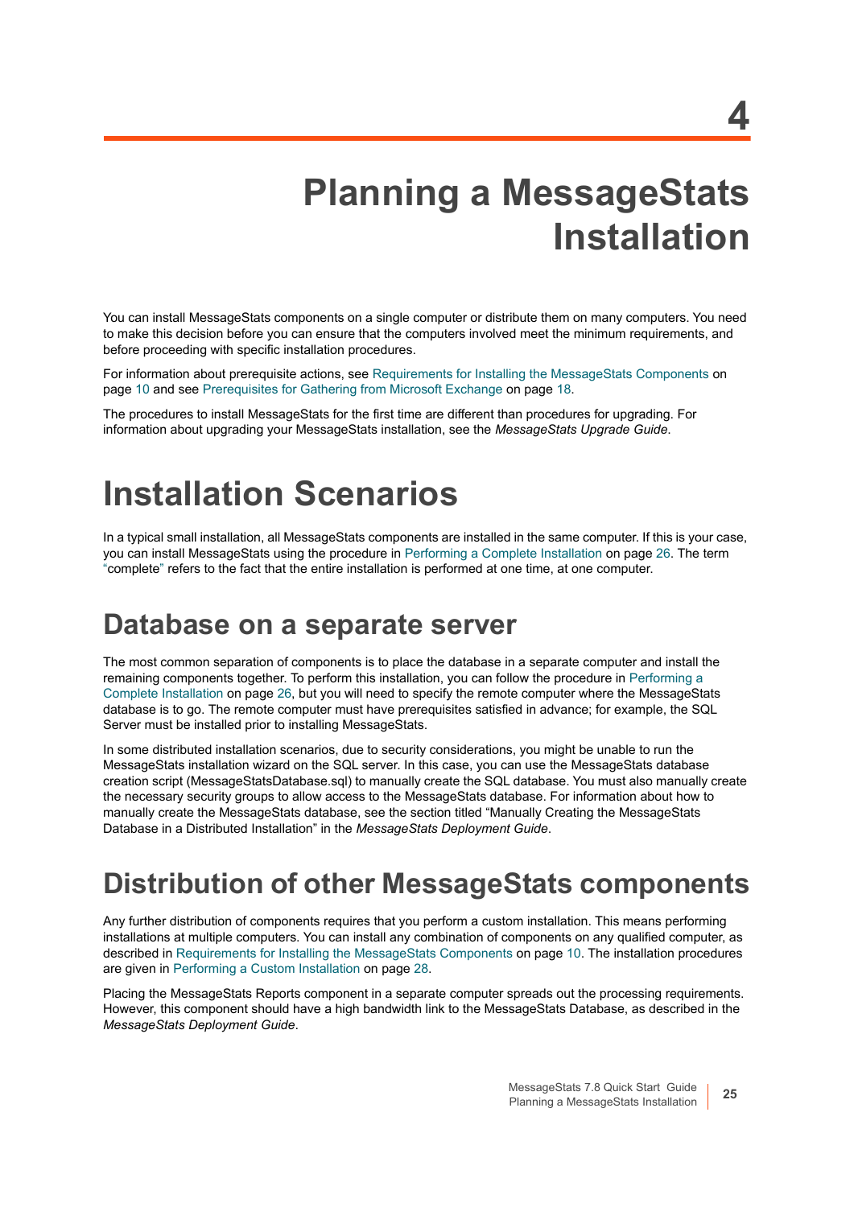# 4 Planning a MessageStats Installation

You can install MessageStats components on a single computer or distribute them on many computers. You need to make this decision before you can ensure that the computers involved meet the minimum requirements, and before proceeding with specific installation procedures.

For information about prerequisite actions, see Requirements for Installing the MessageStats Components on page 10 and see Prerequisites for Gathering from Microsoft Exchange on page 18.

The procedures to install MessageStats for the first time are different than procedures for upgrading. For information about upgrading your MessageStats installation, see the *MessageStats Upgrade Guide*.

# Installation Scenarios

In a typical small installation, all MessageStats components are installed in the same computer. If this is your case, you can install MessageStats using the procedure in Performing a Complete Installation on page 26. The term "complete" refers to the fact that the entire installation is performed at one time, at one computer.

## Database on a separate server

The most common separation of components is to place the database in a separate computer and install the remaining components together. To perform this installation, you can follow the procedure in Performing a Complete Installation on page 26, but you will need to specify the remote computer where the MessageStats database is to go. The remote computer must have prerequisites satisfied in advance; for example, the SQL Server must be installed prior to installing MessageStats.

In some distributed installation scenarios, due to security considerations, you might be unable to run the MessageStats installation wizard on the SQL server. In this case, you can use the MessageStats database creation script (MessageStatsDatabase.sql) to manually create the SQL database. You must also manually create the necessary security groups to allow access to the MessageStats database. For information about how to manually create the MessageStats database, see the section titled "Manually Creating the MessageStats Database in a Distributed Installation" in the *MessageStats Deployment Guide*.

## Distribution of other MessageStats components

Any further distribution of components requires that you perform a custom installation. This means performing installations at multiple computers. You can install any combination of components on any qualified computer, as described in Requirements for Installing the MessageStats Components on page 10. The installation procedures are given in Performing a Custom Installation on page 28.

Placing the MessageStats Reports component in a separate computer spreads out the processing requirements. However, this component should have a high bandwidth link to the MessageStats Database, as described in the *MessageStats Deployment Guide*.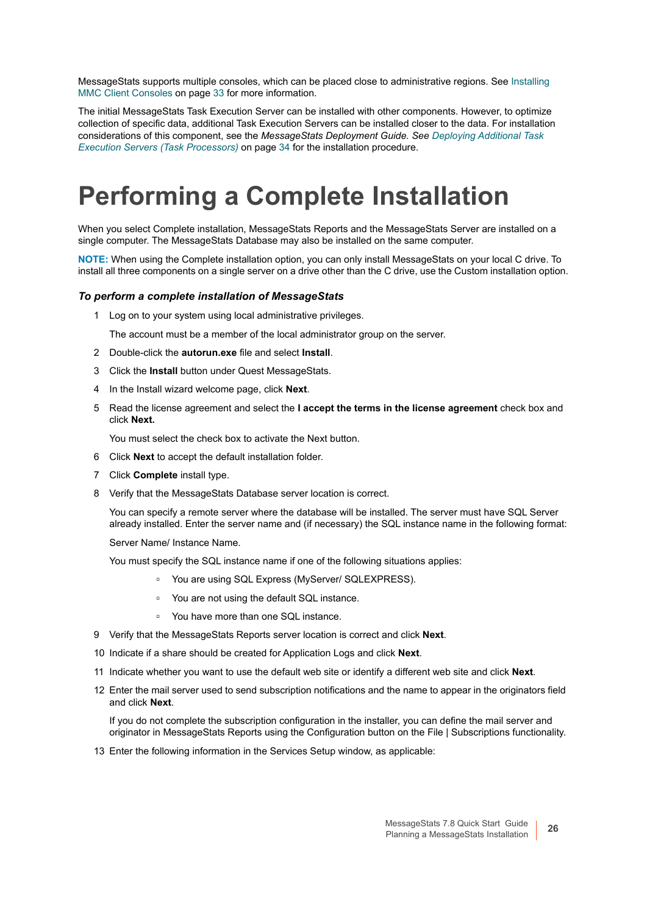MessageStats supports multiple consoles, which can be placed close to administrative regions. See Installing MMC Client Consoles on page 33 for more information.

The initial MessageStats Task Execution Server can be installed with other components. However, to optimize collection of specific data, additional Task Execution Servers can be installed closer to the data. For installation considerations of this component, see the *MessageStats Deployment Guide. See Deploying Additional Task Execution Servers (Task Processors)* on page 34 for the installation procedure.

# Performing a Complete Installation

When you select Complete installation, MessageStats Reports and the MessageStats Server are installed on a single computer. The MessageStats Database may also be installed on the same computer.

**NOTE:** When using the Complete installation option, you can only install MessageStats on your local C drive. To install all three components on a single server on a drive other than the C drive, use the Custom installation option.

### *To perform a complete installation of MessageStats*

1. Log on to your system using local administrative privileges.

   The account must be a member of the local administrator group on the server.

2. Double-click the **autorun.exe** file and select **Install**.
3. Click the **Install** button under Quest MessageStats.
4. In the Install wizard welcome page, click **Next**.
5. Read the license agreement and select the **I accept the terms in the license agreement** check box and click **Next.**

   You must select the check box to activate the Next button.

6. Click **Next** to accept the default installation folder.
7. Click **Complete** install type.
8. Verify that the MessageStats Database server location is correct.

   You can specify a remote server where the database will be installed. The server must have SQL Server already installed. Enter the server name and (if necessary) the SQL instance name in the following format:

   Server Name/ Instance Name.

   You must specify the SQL instance name if one of the following situations applies:

   - You are using SQL Express (MyServer/ SQLEXPRESS).
   - You are not using the default SQL instance.
   - You have more than one SQL instance.

9. Verify that the MessageStats Reports server location is correct and click **Next**.
10. Indicate if a share should be created for Application Logs and click **Next**.
11. Indicate whether you want to use the default web site or identify a different web site and click **Next**.
12. Enter the mail server used to send subscription notifications and the name to appear in the originators field and click **Next**.

    If you do not complete the subscription configuration in the installer, you can define the mail server and originator in MessageStats Reports using the Configuration button on the File | Subscriptions functionality.

13. Enter the following information in the Services Setup window, as applicable: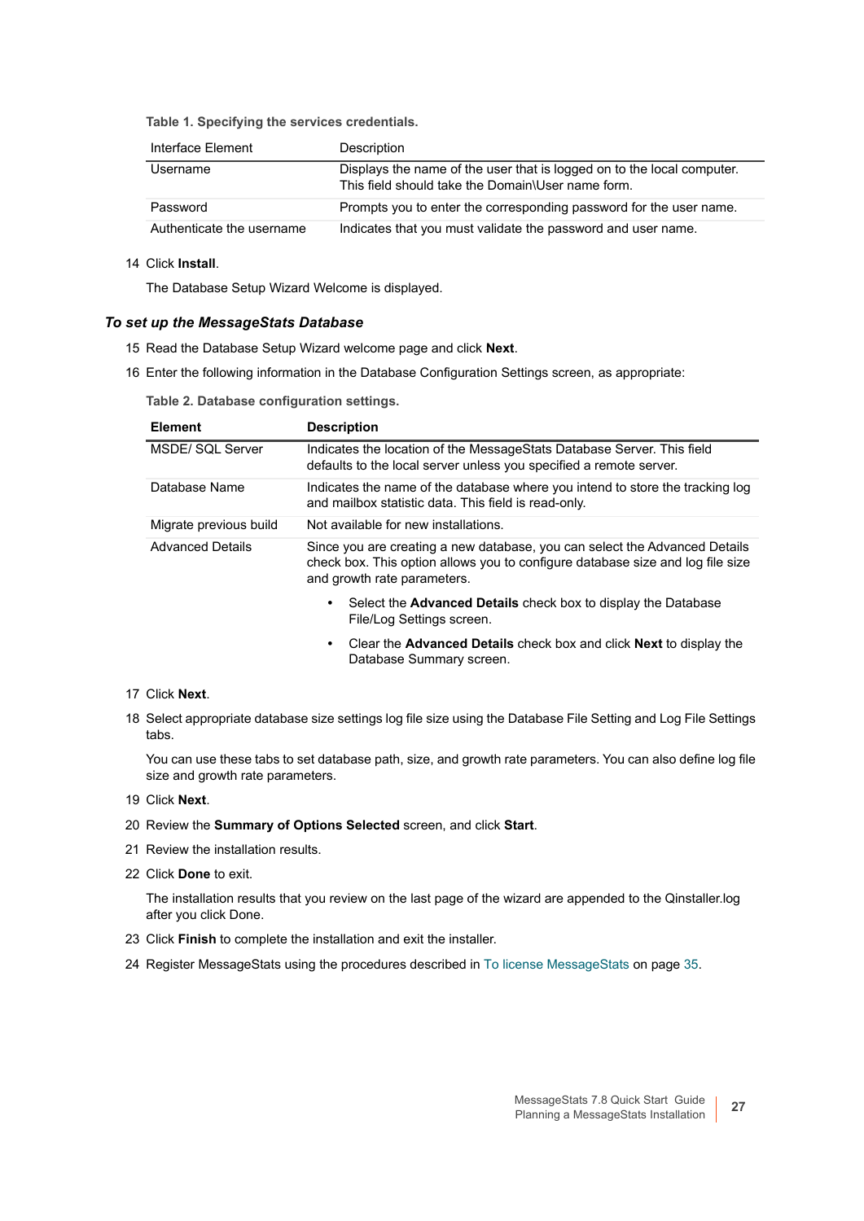**Table 1. Specifying the services credentials.**

| Interface Element | Description |
|---|---|
| Username | Displays the name of the user that is logged on to the local computer. This field should take the Domain\User name form. |
| Password | Prompts you to enter the corresponding password for the user name. |
| Authenticate the username | Indicates that you must validate the password and user name. |

14 Click **Install**.

The Database Setup Wizard Welcome is displayed.

### *To set up the MessageStats Database*

15 Read the Database Setup Wizard welcome page and click **Next**.

16 Enter the following information in the Database Configuration Settings screen, as appropriate:

**Table 2. Database configuration settings.**

| Element | Description |
|---|---|
| MSDE/ SQL Server | Indicates the location of the MessageStats Database Server. This field defaults to the local server unless you specified a remote server. |
| Database Name | Indicates the name of the database where you intend to store the tracking log and mailbox statistic data. This field is read-only. |
| Migrate previous build | Not available for new installations. |
| Advanced Details | Since you are creating a new database, you can select the Advanced Details check box. This option allows you to configure database size and log file size and growth rate parameters. • Select the **Advanced Details** check box to display the Database File/Log Settings screen. • Clear the **Advanced Details** check box and click **Next** to display the Database Summary screen. |

17 Click **Next**.

18 Select appropriate database size settings log file size using the Database File Setting and Log File Settings tabs.

You can use these tabs to set database path, size, and growth rate parameters. You can also define log file size and growth rate parameters.

19 Click **Next**.

20 Review the **Summary of Options Selected** screen, and click **Start**.

21 Review the installation results.

22 Click **Done** to exit.

The installation results that you review on the last page of the wizard are appended to the Qinstaller.log after you click Done.

23 Click **Finish** to complete the installation and exit the installer.

24 Register MessageStats using the procedures described in To license MessageStats on page 35.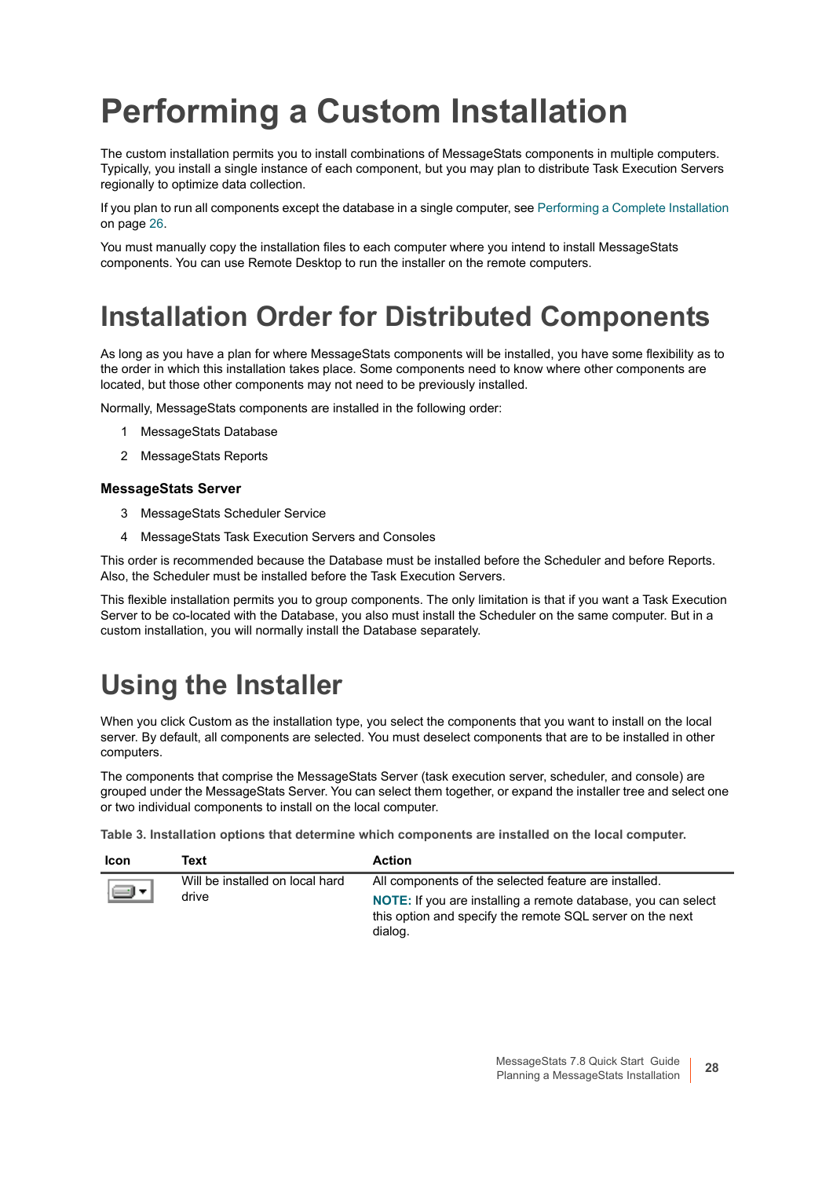# Performing a Custom Installation

The custom installation permits you to install combinations of MessageStats components in multiple computers. Typically, you install a single instance of each component, but you may plan to distribute Task Execution Servers regionally to optimize data collection.

If you plan to run all components except the database in a single computer, see Performing a Complete Installation on page 26.

You must manually copy the installation files to each computer where you intend to install MessageStats components. You can use Remote Desktop to run the installer on the remote computers.

# Installation Order for Distributed Components

As long as you have a plan for where MessageStats components will be installed, you have some flexibility as to the order in which this installation takes place. Some components need to know where other components are located, but those other components may not need to be previously installed.

Normally, MessageStats components are installed in the following order:

1. MessageStats Database
2. MessageStats Reports

**MessageStats Server**

3. MessageStats Scheduler Service
4. MessageStats Task Execution Servers and Consoles

This order is recommended because the Database must be installed before the Scheduler and before Reports. Also, the Scheduler must be installed before the Task Execution Servers.

This flexible installation permits you to group components. The only limitation is that if you want a Task Execution Server to be co-located with the Database, you also must install the Scheduler on the same computer. But in a custom installation, you will normally install the Database separately.

# Using the Installer

When you click Custom as the installation type, you select the components that you want to install on the local server. By default, all components are selected. You must deselect components that are to be installed in other computers.

The components that comprise the MessageStats Server (task execution server, scheduler, and console) are grouped under the MessageStats Server. You can select them together, or expand the installer tree and select one or two individual components to install on the local computer.

**Table 3. Installation options that determine which components are installed on the local computer.**

| Icon | Text | Action |
|---|---|---|
| | Will be installed on local hard drive | All components of the selected feature are installed.<br>**NOTE:** If you are installing a remote database, you can select this option and specify the remote SQL server on the next dialog. |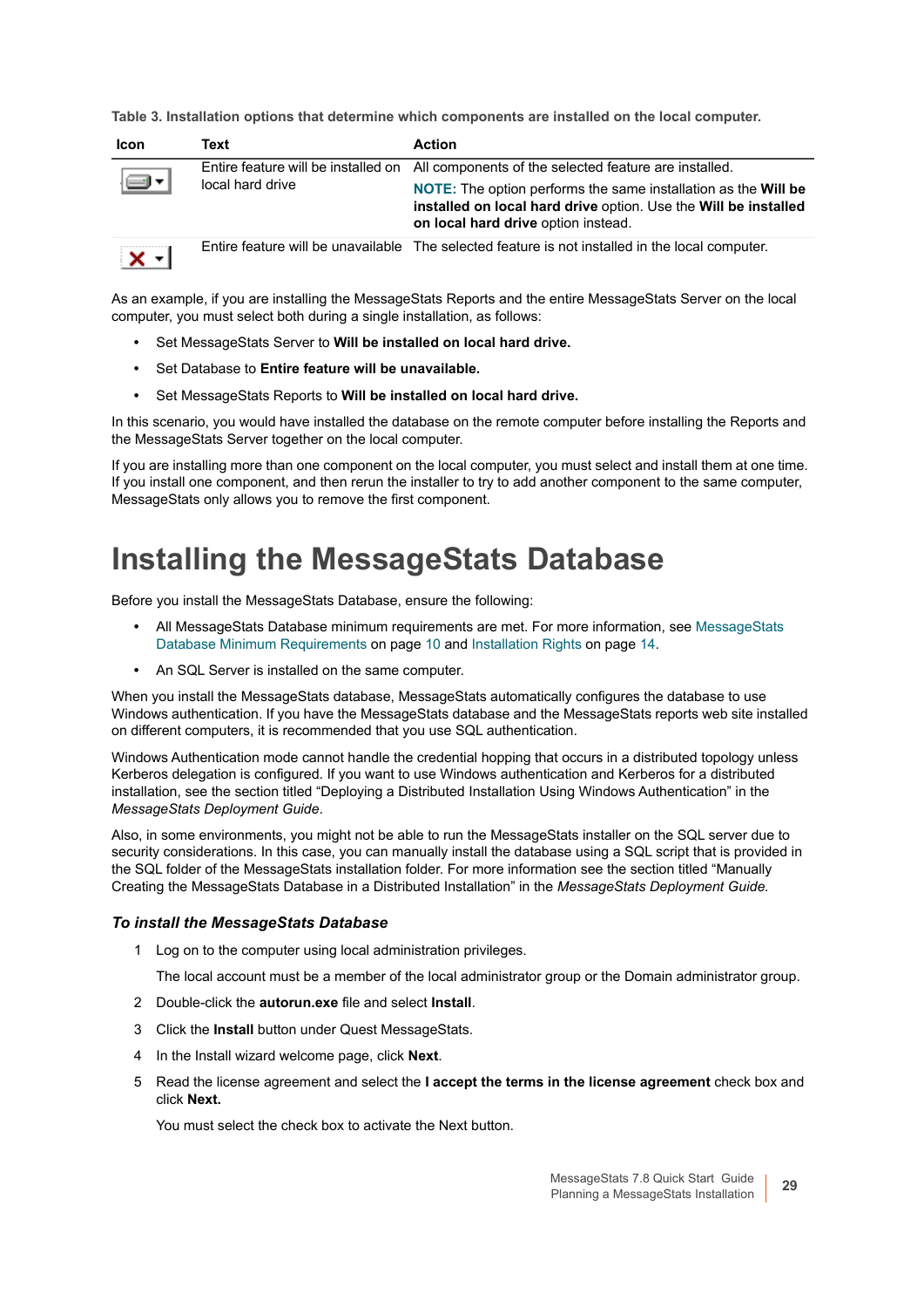Table 3. Installation options that determine which components are installed on the local computer.

| Icon | Text | Action |
|---|---|---|
| | Entire feature will be installed on local hard drive | All components of the selected feature are installed. **NOTE:** The option performs the same installation as the **Will be installed on local hard drive** option. Use the **Will be installed on local hard drive** option instead. |
| | Entire feature will be unavailable | The selected feature is not installed in the local computer. |

As an example, if you are installing the MessageStats Reports and the entire MessageStats Server on the local computer, you must select both during a single installation, as follows:

- Set MessageStats Server to **Will be installed on local hard drive.**
- Set Database to **Entire feature will be unavailable.**
- Set MessageStats Reports to **Will be installed on local hard drive.**

In this scenario, you would have installed the database on the remote computer before installing the Reports and the MessageStats Server together on the local computer.

If you are installing more than one component on the local computer, you must select and install them at one time. If you install one component, and then rerun the installer to try to add another component to the same computer, MessageStats only allows you to remove the first component.

# Installing the MessageStats Database

Before you install the MessageStats Database, ensure the following:

- All MessageStats Database minimum requirements are met. For more information, see MessageStats Database Minimum Requirements on page 10 and Installation Rights on page 14.
- An SQL Server is installed on the same computer.

When you install the MessageStats database, MessageStats automatically configures the database to use Windows authentication. If you have the MessageStats database and the MessageStats reports web site installed on different computers, it is recommended that you use SQL authentication.

Windows Authentication mode cannot handle the credential hopping that occurs in a distributed topology unless Kerberos delegation is configured. If you want to use Windows authentication and Kerberos for a distributed installation, see the section titled "Deploying a Distributed Installation Using Windows Authentication" in the *MessageStats Deployment Guide*.

Also, in some environments, you might not be able to run the MessageStats installer on the SQL server due to security considerations. In this case, you can manually install the database using a SQL script that is provided in the SQL folder of the MessageStats installation folder. For more information see the section titled "Manually Creating the MessageStats Database in a Distributed Installation" in the *MessageStats Deployment Guide.*

### *To install the MessageStats Database*

1. Log on to the computer using local administration privileges.

   The local account must be a member of the local administrator group or the Domain administrator group.
2. Double-click the **autorun.exe** file and select **Install**.
3. Click the **Install** button under Quest MessageStats.
4. In the Install wizard welcome page, click **Next**.
5. Read the license agreement and select the **I accept the terms in the license agreement** check box and click **Next.**

   You must select the check box to activate the Next button.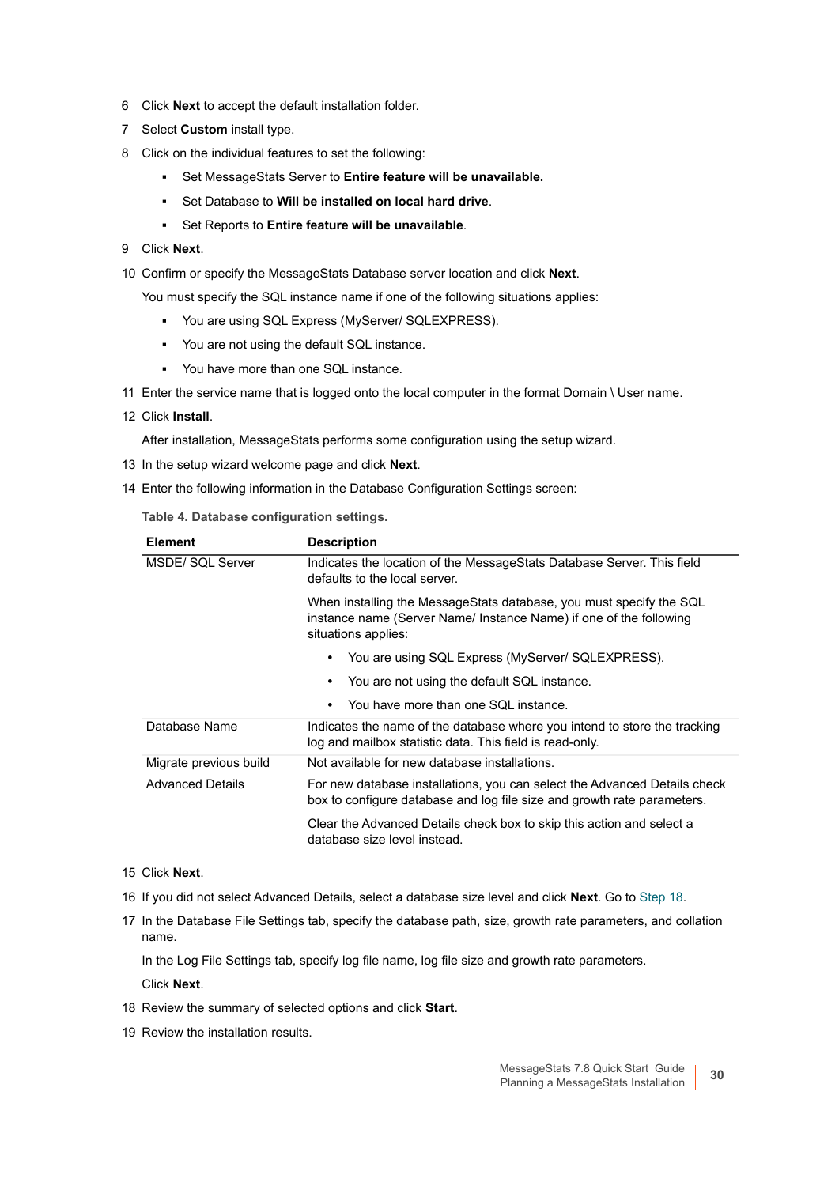6 Click **Next** to accept the default installation folder.

7 Select **Custom** install type.

8 Click on the individual features to set the following:

- Set MessageStats Server to **Entire feature will be unavailable.**
- Set Database to **Will be installed on local hard drive**.
- Set Reports to **Entire feature will be unavailable**.

9 Click **Next**.

10 Confirm or specify the MessageStats Database server location and click **Next**.

You must specify the SQL instance name if one of the following situations applies:

- You are using SQL Express (MyServer/ SQLEXPRESS).
- You are not using the default SQL instance.
- You have more than one SQL instance.

11 Enter the service name that is logged onto the local computer in the format Domain \ User name.

12 Click **Install**.

After installation, MessageStats performs some configuration using the setup wizard.

13 In the setup wizard welcome page and click **Next**.

14 Enter the following information in the Database Configuration Settings screen:

**Table 4. Database configuration settings.**

| Element | Description |
| --- | --- |
| MSDE/ SQL Server | Indicates the location of the MessageStats Database Server. This field defaults to the local server.<br><br>When installing the MessageStats database, you must specify the SQL instance name (Server Name/ Instance Name) if one of the following situations applies:<br><br>• You are using SQL Express (MyServer/ SQLEXPRESS).<br>• You are not using the default SQL instance.<br>• You have more than one SQL instance. |
| Database Name | Indicates the name of the database where you intend to store the tracking log and mailbox statistic data. This field is read-only. |
| Migrate previous build | Not available for new database installations. |
| Advanced Details | For new database installations, you can select the Advanced Details check box to configure database and log file size and growth rate parameters.<br><br>Clear the Advanced Details check box to skip this action and select a database size level instead. |

15 Click **Next**.

16 If you did not select Advanced Details, select a database size level and click **Next**. Go to Step 18.

17 In the Database File Settings tab, specify the database path, size, growth rate parameters, and collation name.

In the Log File Settings tab, specify log file name, log file size and growth rate parameters.

Click **Next**.

18 Review the summary of selected options and click **Start**.

19 Review the installation results.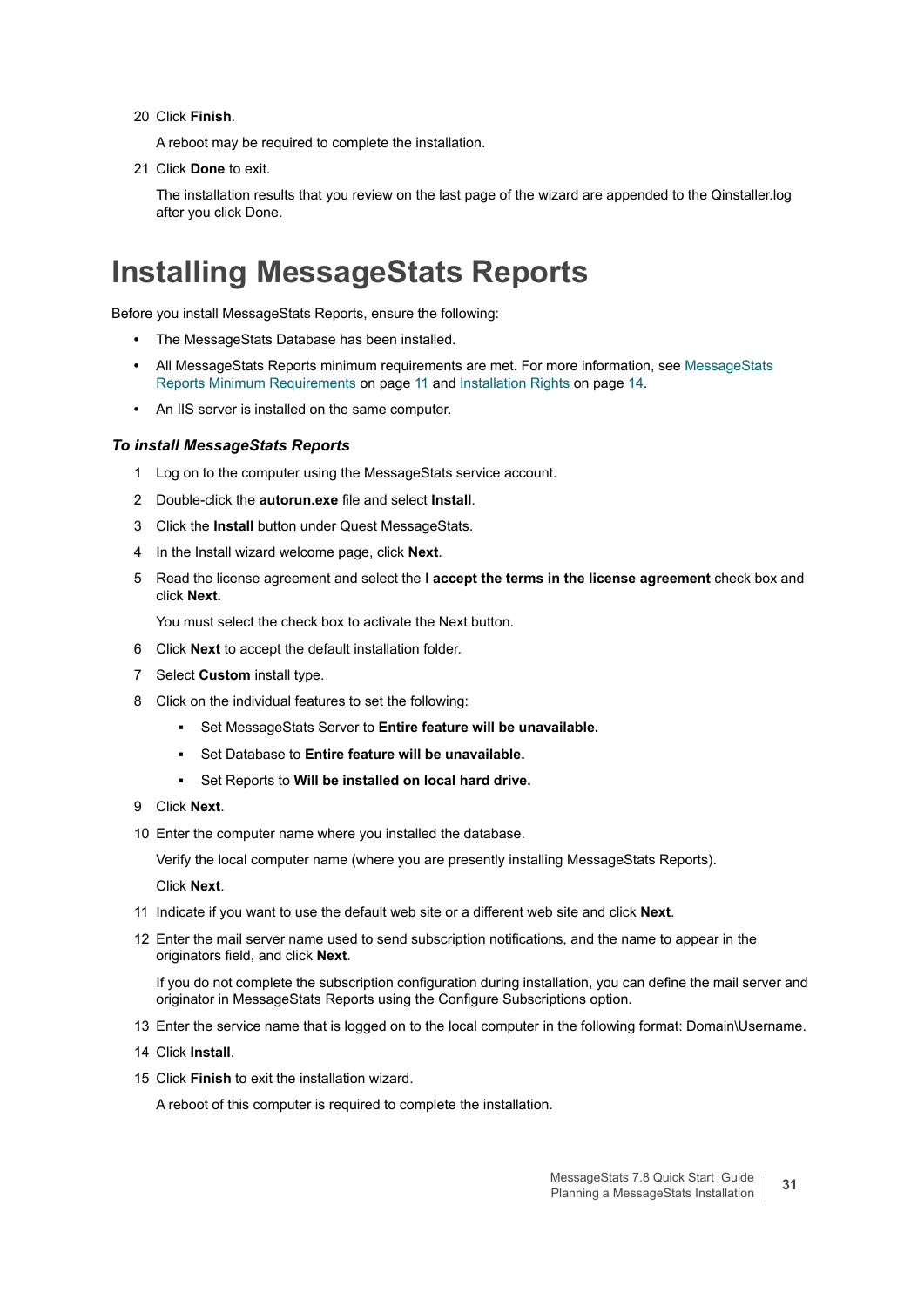20 Click **Finish**.

A reboot may be required to complete the installation.

21 Click **Done** to exit.

The installation results that you review on the last page of the wizard are appended to the Qinstaller.log after you click Done.

# Installing MessageStats Reports

Before you install MessageStats Reports, ensure the following:

- The MessageStats Database has been installed.
- All MessageStats Reports minimum requirements are met. For more information, see MessageStats Reports Minimum Requirements on page 11 and Installation Rights on page 14.
- An IIS server is installed on the same computer.

### *To install MessageStats Reports*

1. Log on to the computer using the MessageStats service account.
2. Double-click the **autorun.exe** file and select **Install**.
3. Click the **Install** button under Quest MessageStats.
4. In the Install wizard welcome page, click **Next**.
5. Read the license agreement and select the **I accept the terms in the license agreement** check box and click **Next.**

   You must select the check box to activate the Next button.
6. Click **Next** to accept the default installation folder.
7. Select **Custom** install type.
8. Click on the individual features to set the following:
   - Set MessageStats Server to **Entire feature will be unavailable.**
   - Set Database to **Entire feature will be unavailable.**
   - Set Reports to **Will be installed on local hard drive.**
9. Click **Next**.
10. Enter the computer name where you installed the database.

    Verify the local computer name (where you are presently installing MessageStats Reports).

    Click **Next**.
11. Indicate if you want to use the default web site or a different web site and click **Next**.
12. Enter the mail server name used to send subscription notifications, and the name to appear in the originators field, and click **Next**.

    If you do not complete the subscription configuration during installation, you can define the mail server and originator in MessageStats Reports using the Configure Subscriptions option.
13. Enter the service name that is logged on to the local computer in the following format: Domain\Username.
14. Click **Install**.
15. Click **Finish** to exit the installation wizard.

    A reboot of this computer is required to complete the installation.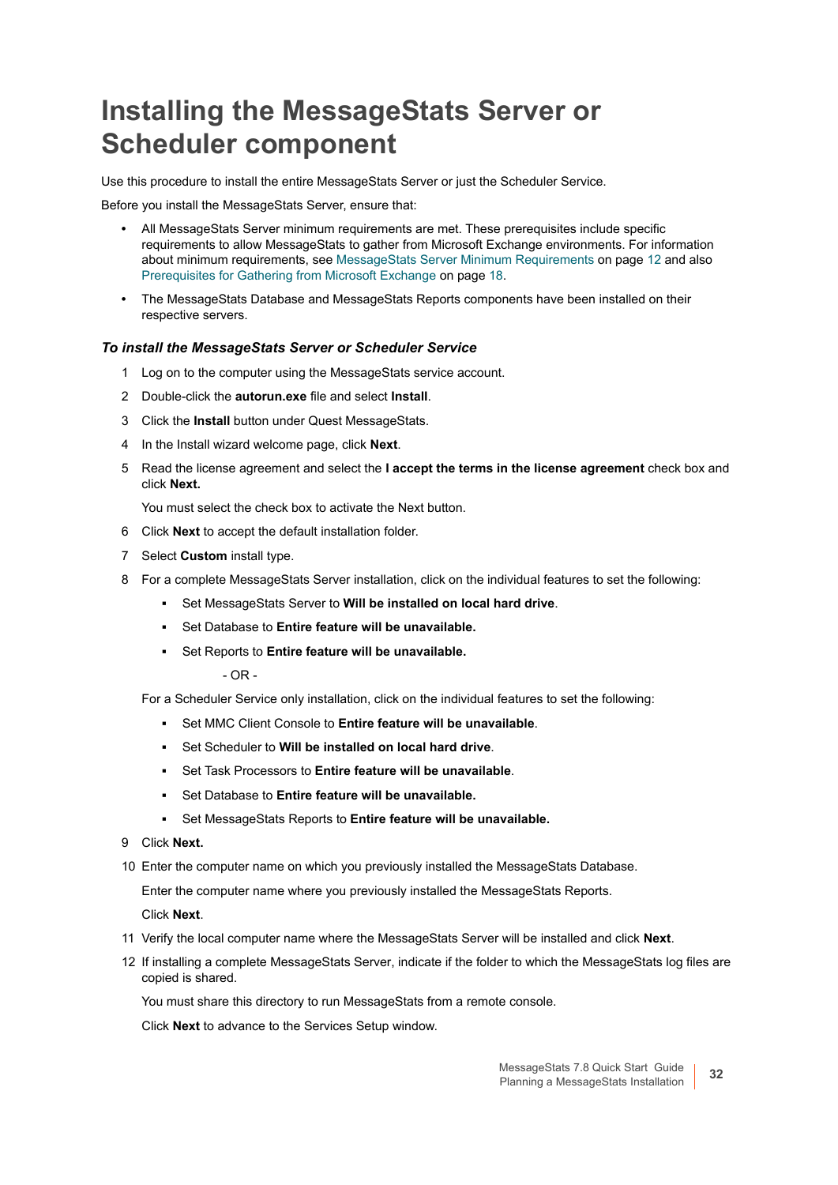# Installing the MessageStats Server or Scheduler component

Use this procedure to install the entire MessageStats Server or just the Scheduler Service.

Before you install the MessageStats Server, ensure that:

- All MessageStats Server minimum requirements are met. These prerequisites include specific requirements to allow MessageStats to gather from Microsoft Exchange environments. For information about minimum requirements, see MessageStats Server Minimum Requirements on page 12 and also Prerequisites for Gathering from Microsoft Exchange on page 18.
- The MessageStats Database and MessageStats Reports components have been installed on their respective servers.

### *To install the MessageStats Server or Scheduler Service*

1. Log on to the computer using the MessageStats service account.
2. Double-click the **autorun.exe** file and select **Install**.
3. Click the **Install** button under Quest MessageStats.
4. In the Install wizard welcome page, click **Next**.
5. Read the license agreement and select the **I accept the terms in the license agreement** check box and click **Next.**

   You must select the check box to activate the Next button.
6. Click **Next** to accept the default installation folder.
7. Select **Custom** install type.
8. For a complete MessageStats Server installation, click on the individual features to set the following:
   - Set MessageStats Server to **Will be installed on local hard drive**.
   - Set Database to **Entire feature will be unavailable.**
   - Set Reports to **Entire feature will be unavailable.**

     - OR -

   For a Scheduler Service only installation, click on the individual features to set the following:
   - Set MMC Client Console to **Entire feature will be unavailable**.
   - Set Scheduler to **Will be installed on local hard drive**.
   - Set Task Processors to **Entire feature will be unavailable**.
   - Set Database to **Entire feature will be unavailable.**
   - Set MessageStats Reports to **Entire feature will be unavailable.**
9. Click **Next.**
10. Enter the computer name on which you previously installed the MessageStats Database.

    Enter the computer name where you previously installed the MessageStats Reports.

    Click **Next**.
11. Verify the local computer name where the MessageStats Server will be installed and click **Next**.
12. If installing a complete MessageStats Server, indicate if the folder to which the MessageStats log files are copied is shared.

    You must share this directory to run MessageStats from a remote console.

    Click **Next** to advance to the Services Setup window.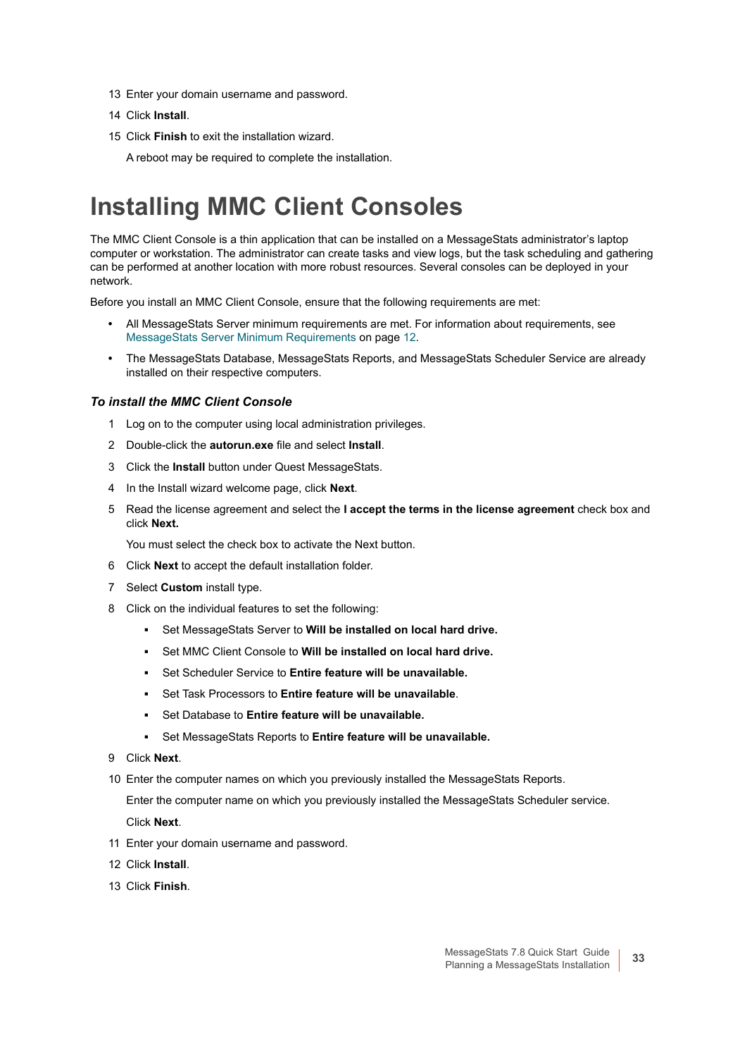13 Enter your domain username and password.

14 Click **Install**.

15 Click **Finish** to exit the installation wizard.

A reboot may be required to complete the installation.

# Installing MMC Client Consoles

The MMC Client Console is a thin application that can be installed on a MessageStats administrator's laptop computer or workstation. The administrator can create tasks and view logs, but the task scheduling and gathering can be performed at another location with more robust resources. Several consoles can be deployed in your network.

Before you install an MMC Client Console, ensure that the following requirements are met:

- All MessageStats Server minimum requirements are met. For information about requirements, see MessageStats Server Minimum Requirements on page 12.
- The MessageStats Database, MessageStats Reports, and MessageStats Scheduler Service are already installed on their respective computers.

### *To install the MMC Client Console*

1. Log on to the computer using local administration privileges.
2. Double-click the **autorun.exe** file and select **Install**.
3. Click the **Install** button under Quest MessageStats.
4. In the Install wizard welcome page, click **Next**.
5. Read the license agreement and select the **I accept the terms in the license agreement** check box and click **Next.**

   You must select the check box to activate the Next button.
6. Click **Next** to accept the default installation folder.
7. Select **Custom** install type.
8. Click on the individual features to set the following:
   - Set MessageStats Server to **Will be installed on local hard drive.**
   - Set MMC Client Console to **Will be installed on local hard drive.**
   - Set Scheduler Service to **Entire feature will be unavailable.**
   - Set Task Processors to **Entire feature will be unavailable**.
   - Set Database to **Entire feature will be unavailable.**
   - Set MessageStats Reports to **Entire feature will be unavailable.**
9. Click **Next**.
10. Enter the computer names on which you previously installed the MessageStats Reports.

    Enter the computer name on which you previously installed the MessageStats Scheduler service.

    Click **Next**.
11. Enter your domain username and password.
12. Click **Install**.
13. Click **Finish**.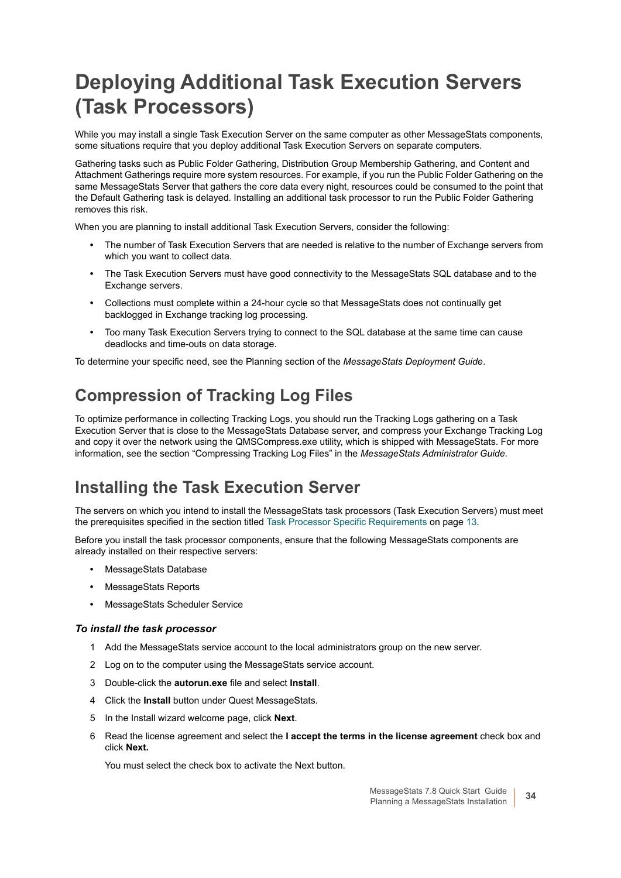# Deploying Additional Task Execution Servers (Task Processors)

While you may install a single Task Execution Server on the same computer as other MessageStats components, some situations require that you deploy additional Task Execution Servers on separate computers.

Gathering tasks such as Public Folder Gathering, Distribution Group Membership Gathering, and Content and Attachment Gatherings require more system resources. For example, if you run the Public Folder Gathering on the same MessageStats Server that gathers the core data every night, resources could be consumed to the point that the Default Gathering task is delayed. Installing an additional task processor to run the Public Folder Gathering removes this risk.

When you are planning to install additional Task Execution Servers, consider the following:

- The number of Task Execution Servers that are needed is relative to the number of Exchange servers from which you want to collect data.
- The Task Execution Servers must have good connectivity to the MessageStats SQL database and to the Exchange servers.
- Collections must complete within a 24-hour cycle so that MessageStats does not continually get backlogged in Exchange tracking log processing.
- Too many Task Execution Servers trying to connect to the SQL database at the same time can cause deadlocks and time-outs on data storage.

To determine your specific need, see the Planning section of the *MessageStats Deployment Guide*.

## Compression of Tracking Log Files

To optimize performance in collecting Tracking Logs, you should run the Tracking Logs gathering on a Task Execution Server that is close to the MessageStats Database server, and compress your Exchange Tracking Log and copy it over the network using the QMSCompress.exe utility, which is shipped with MessageStats. For more information, see the section "Compressing Tracking Log Files" in the *MessageStats Administrator Guide*.

## Installing the Task Execution Server

The servers on which you intend to install the MessageStats task processors (Task Execution Servers) must meet the prerequisites specified in the section titled Task Processor Specific Requirements on page 13.

Before you install the task processor components, ensure that the following MessageStats components are already installed on their respective servers:

- MessageStats Database
- MessageStats Reports
- MessageStats Scheduler Service

#### *To install the task processor*

1. Add the MessageStats service account to the local administrators group on the new server.
2. Log on to the computer using the MessageStats service account.
3. Double-click the **autorun.exe** file and select **Install**.
4. Click the **Install** button under Quest MessageStats.
5. In the Install wizard welcome page, click **Next**.
6. Read the license agreement and select the **I accept the terms in the license agreement** check box and click **Next.**

   You must select the check box to activate the Next button.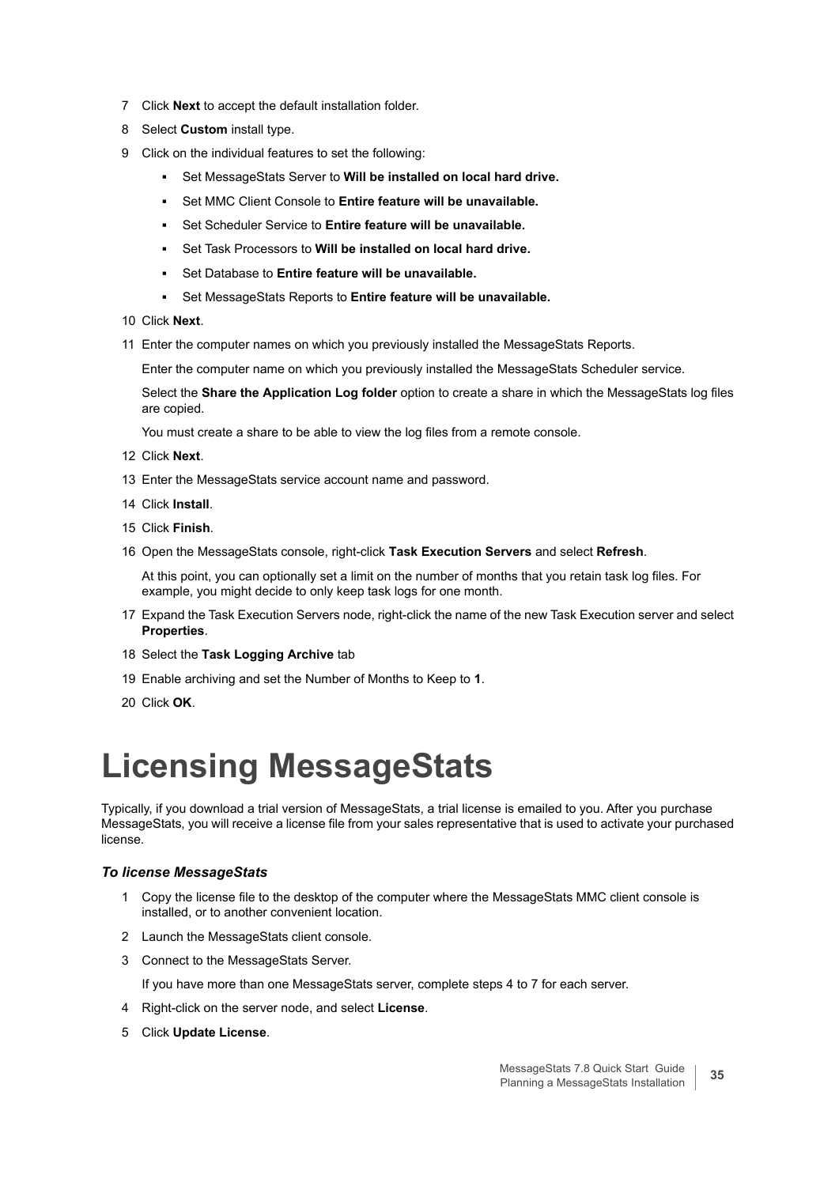7. Click **Next** to accept the default installation folder.
8. Select **Custom** install type.
9. Click on the individual features to set the following:
   - Set MessageStats Server to **Will be installed on local hard drive.**
   - Set MMC Client Console to **Entire feature will be unavailable.**
   - Set Scheduler Service to **Entire feature will be unavailable.**
   - Set Task Processors to **Will be installed on local hard drive.**
   - Set Database to **Entire feature will be unavailable.**
   - Set MessageStats Reports to **Entire feature will be unavailable.**
10. Click **Next**.
11. Enter the computer names on which you previously installed the MessageStats Reports.

    Enter the computer name on which you previously installed the MessageStats Scheduler service.

    Select the **Share the Application Log folder** option to create a share in which the MessageStats log files are copied.

    You must create a share to be able to view the log files from a remote console.
12. Click **Next**.
13. Enter the MessageStats service account name and password.
14. Click **Install**.
15. Click **Finish**.
16. Open the MessageStats console, right-click **Task Execution Servers** and select **Refresh**.

    At this point, you can optionally set a limit on the number of months that you retain task log files. For example, you might decide to only keep task logs for one month.
17. Expand the Task Execution Servers node, right-click the name of the new Task Execution server and select **Properties**.
18. Select the **Task Logging Archive** tab
19. Enable archiving and set the Number of Months to Keep to **1**.
20. Click **OK**.

# Licensing MessageStats

Typically, if you download a trial version of MessageStats, a trial license is emailed to you. After you purchase MessageStats, you will receive a license file from your sales representative that is used to activate your purchased license.

### *To license MessageStats*

1. Copy the license file to the desktop of the computer where the MessageStats MMC client console is installed, or to another convenient location.
2. Launch the MessageStats client console.
3. Connect to the MessageStats Server.

   If you have more than one MessageStats server, complete steps 4 to 7 for each server.
4. Right-click on the server node, and select **License**.
5. Click **Update License**.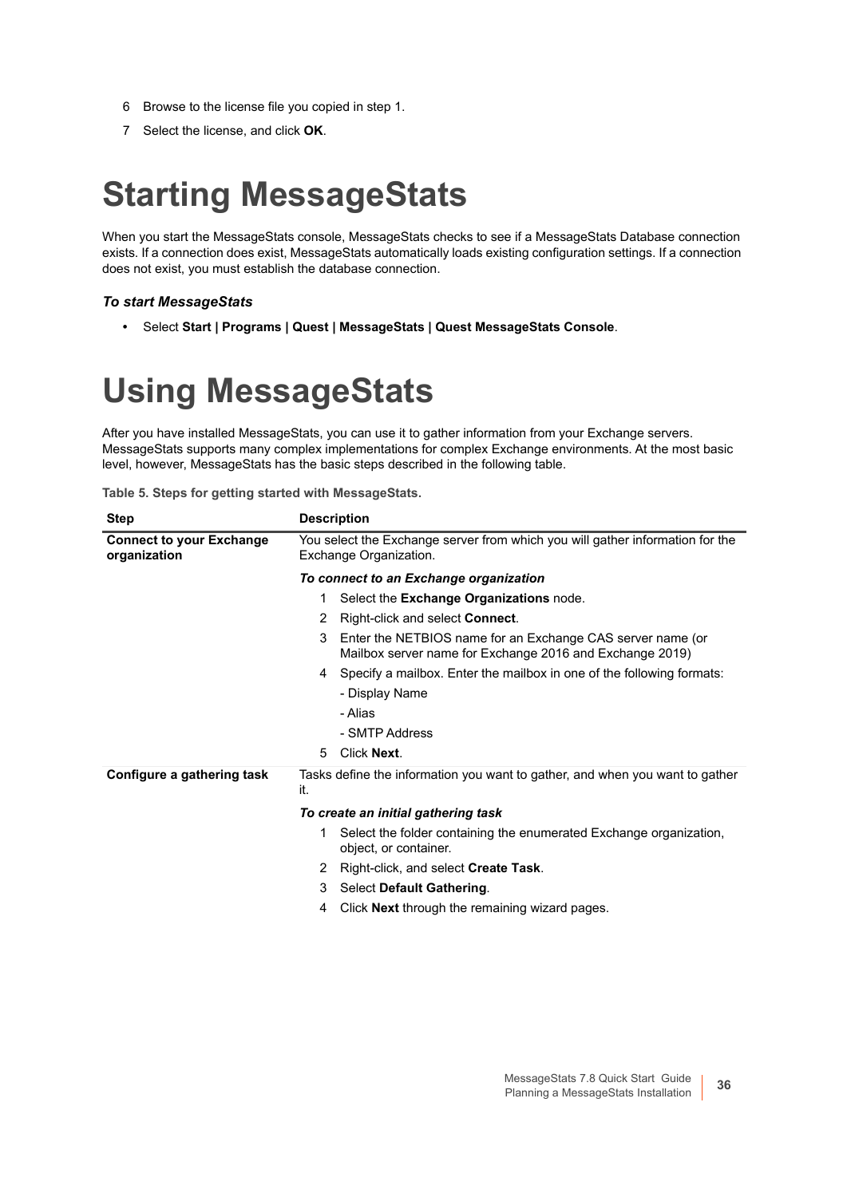6 Browse to the license file you copied in step 1.

7 Select the license, and click **OK**.

# Starting MessageStats

When you start the MessageStats console, MessageStats checks to see if a MessageStats Database connection exists. If a connection does exist, MessageStats automatically loads existing configuration settings. If a connection does not exist, you must establish the database connection.

### *To start MessageStats*

- Select **Start | Programs | Quest | MessageStats | Quest MessageStats Console**.

# Using MessageStats

After you have installed MessageStats, you can use it to gather information from your Exchange servers. MessageStats supports many complex implementations for complex Exchange environments. At the most basic level, however, MessageStats has the basic steps described in the following table.

**Table 5. Steps for getting started with MessageStats.**

| Step | Description |
|---|---|
| **Connect to your Exchange organization** | You select the Exchange server from which you will gather information for the Exchange Organization.<br><br>***To connect to an Exchange organization***<br>1 Select the **Exchange Organizations** node.<br>2 Right-click and select **Connect**.<br>3 Enter the NETBIOS name for an Exchange CAS server name (or Mailbox server name for Exchange 2016 and Exchange 2019)<br>4 Specify a mailbox. Enter the mailbox in one of the following formats:<br>- Display Name<br>- Alias<br>- SMTP Address<br>5 Click **Next**. |
| **Configure a gathering task** | Tasks define the information you want to gather, and when you want to gather it.<br><br>***To create an initial gathering task***<br>1 Select the folder containing the enumerated Exchange organization, object, or container.<br>2 Right-click, and select **Create Task**.<br>3 Select **Default Gathering**.<br>4 Click **Next** through the remaining wizard pages. |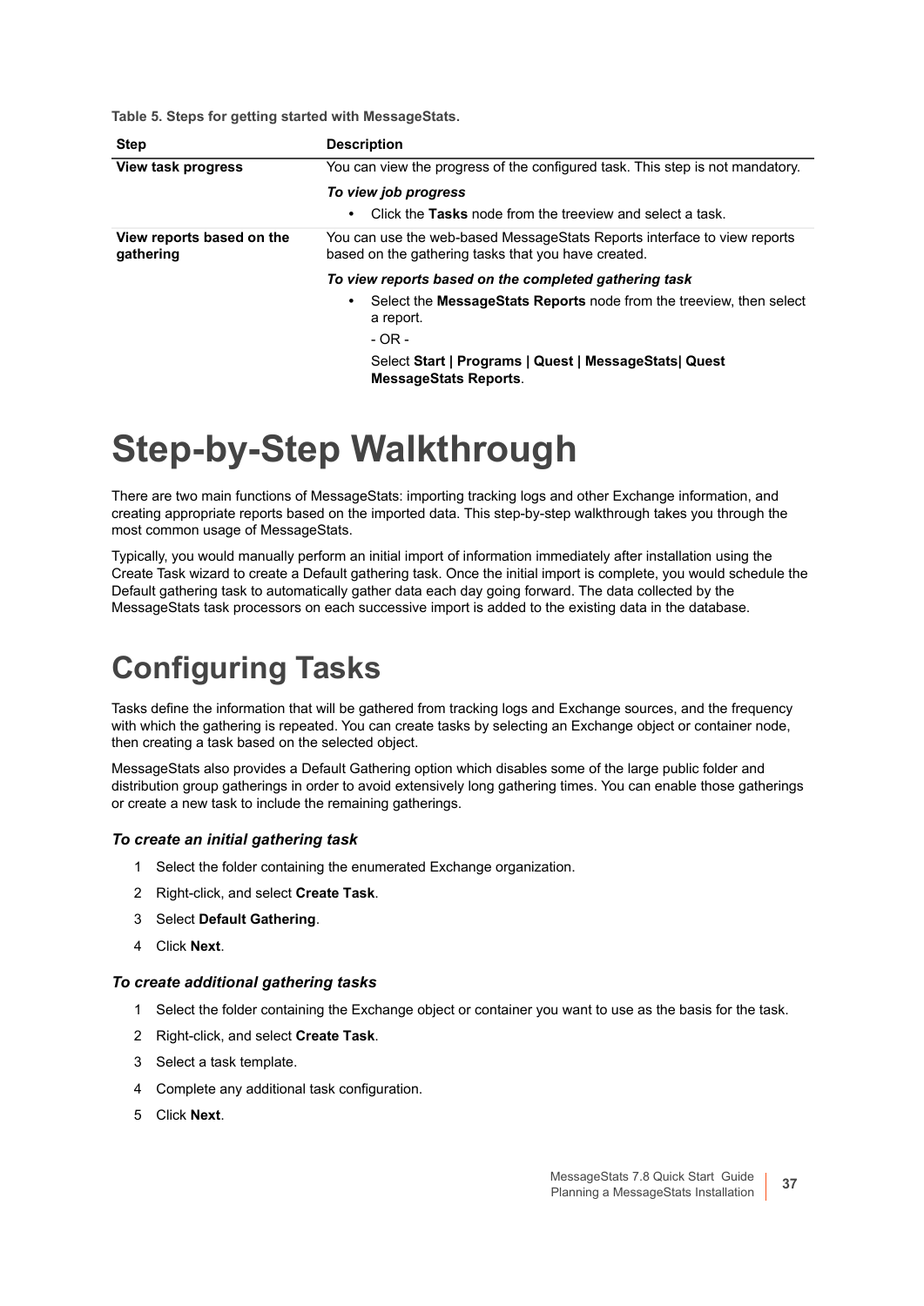**Table 5. Steps for getting started with MessageStats.**

| Step | Description |
| --- | --- |
| **View task progress** | You can view the progress of the configured task. This step is not mandatory.<br>***To view job progress***<br>• Click the **Tasks** node from the treeview and select a task. |
| **View reports based on the gathering** | You can use the web-based MessageStats Reports interface to view reports based on the gathering tasks that you have created.<br>***To view reports based on the completed gathering task***<br>• Select the **MessageStats Reports** node from the treeview, then select a report.<br>- OR -<br>Select **Start \| Programs \| Quest \| MessageStats\| Quest MessageStats Reports**. |

# Step-by-Step Walkthrough

There are two main functions of MessageStats: importing tracking logs and other Exchange information, and creating appropriate reports based on the imported data. This step-by-step walkthrough takes you through the most common usage of MessageStats.

Typically, you would manually perform an initial import of information immediately after installation using the Create Task wizard to create a Default gathering task. Once the initial import is complete, you would schedule the Default gathering task to automatically gather data each day going forward. The data collected by the MessageStats task processors on each successive import is added to the existing data in the database.

## Configuring Tasks

Tasks define the information that will be gathered from tracking logs and Exchange sources, and the frequency with which the gathering is repeated. You can create tasks by selecting an Exchange object or container node, then creating a task based on the selected object.

MessageStats also provides a Default Gathering option which disables some of the large public folder and distribution group gatherings in order to avoid extensively long gathering times. You can enable those gatherings or create a new task to include the remaining gatherings.

### *To create an initial gathering task*

1. Select the folder containing the enumerated Exchange organization.
2. Right-click, and select **Create Task**.
3. Select **Default Gathering**.
4. Click **Next**.

### *To create additional gathering tasks*

1. Select the folder containing the Exchange object or container you want to use as the basis for the task.
2. Right-click, and select **Create Task**.
3. Select a task template.
4. Complete any additional task configuration.
5. Click **Next**.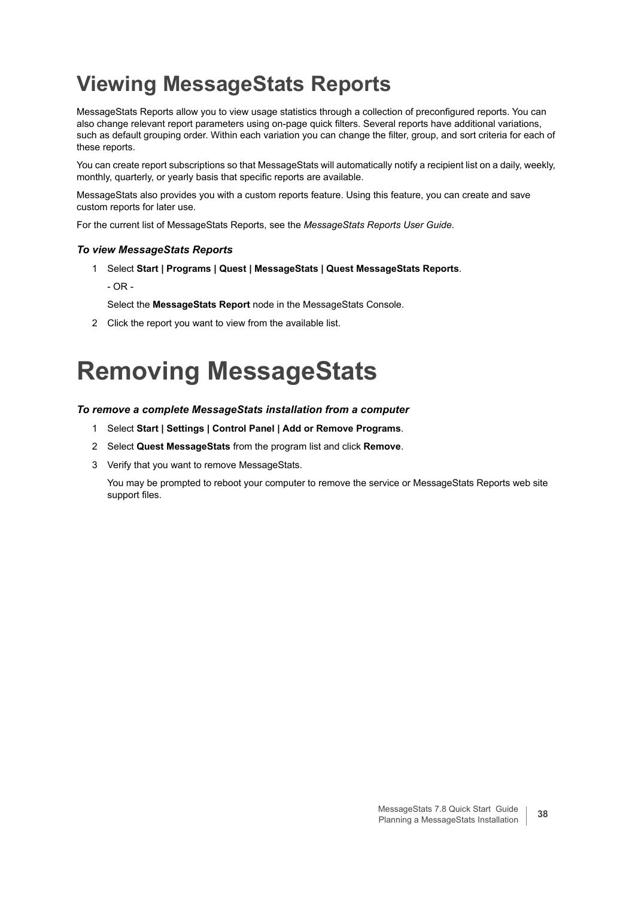# Viewing MessageStats Reports

MessageStats Reports allow you to view usage statistics through a collection of preconfigured reports. You can also change relevant report parameters using on-page quick filters. Several reports have additional variations, such as default grouping order. Within each variation you can change the filter, group, and sort criteria for each of these reports.

You can create report subscriptions so that MessageStats will automatically notify a recipient list on a daily, weekly, monthly, quarterly, or yearly basis that specific reports are available.

MessageStats also provides you with a custom reports feature. Using this feature, you can create and save custom reports for later use.

For the current list of MessageStats Reports, see the *MessageStats Reports User Guide*.

***To view MessageStats Reports***

1. Select **Start | Programs | Quest | MessageStats | Quest MessageStats Reports**.

   - OR -

   Select the **MessageStats Report** node in the MessageStats Console.
2. Click the report you want to view from the available list.

# Removing MessageStats

***To remove a complete MessageStats installation from a computer***

1. Select **Start | Settings | Control Panel | Add or Remove Programs**.
2. Select **Quest MessageStats** from the program list and click **Remove**.
3. Verify that you want to remove MessageStats.

   You may be prompted to reboot your computer to remove the service or MessageStats Reports web site support files.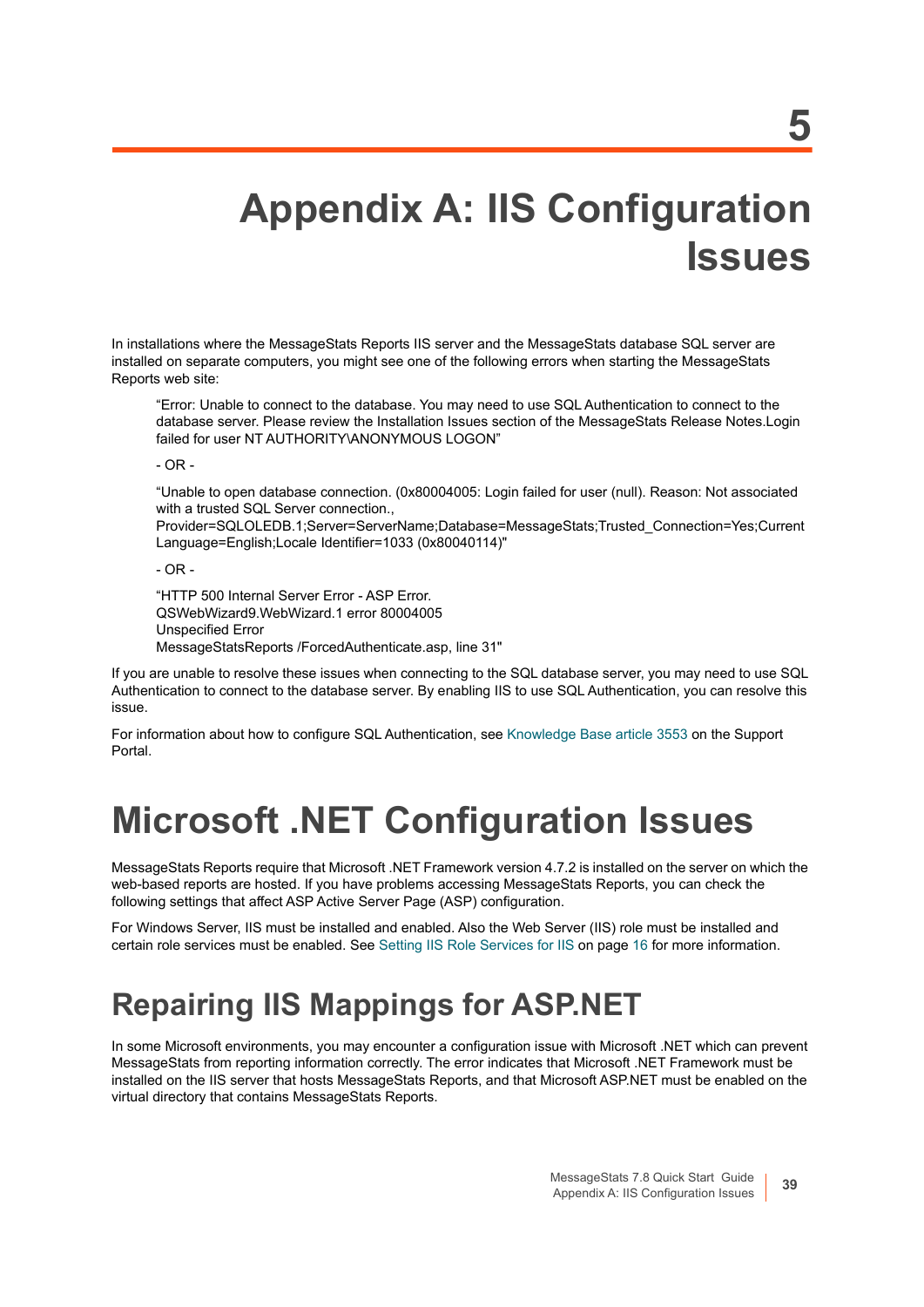# 5

# Appendix A: IIS Configuration Issues

In installations where the MessageStats Reports IIS server and the MessageStats database SQL server are installed on separate computers, you might see one of the following errors when starting the MessageStats Reports web site:

> “Error: Unable to connect to the database. You may need to use SQL Authentication to connect to the database server. Please review the Installation Issues section of the MessageStats Release Notes.Login failed for user NT AUTHORITY\ANONYMOUS LOGON”
>
> - OR -
>
> “Unable to open database connection. (0x80004005: Login failed for user (null). Reason: Not associated with a trusted SQL Server connection., Provider=SQLOLEDB.1;Server=ServerName;Database=MessageStats;Trusted_Connection=Yes;Current Language=English;Locale Identifier=1033 (0x80040114)"
>
> - OR -
>
> “HTTP 500 Internal Server Error - ASP Error.
> QSWebWizard9.WebWizard.1 error 80004005
> Unspecified Error
> MessageStatsReports /ForcedAuthenticate.asp, line 31"

If you are unable to resolve these issues when connecting to the SQL database server, you may need to use SQL Authentication to connect to the database server. By enabling IIS to use SQL Authentication, you can resolve this issue.

For information about how to configure SQL Authentication, see Knowledge Base article 3553 on the Support Portal.

# Microsoft .NET Configuration Issues

MessageStats Reports require that Microsoft .NET Framework version 4.7.2 is installed on the server on which the web-based reports are hosted. If you have problems accessing MessageStats Reports, you can check the following settings that affect ASP Active Server Page (ASP) configuration.

For Windows Server, IIS must be installed and enabled. Also the Web Server (IIS) role must be installed and certain role services must be enabled. See Setting IIS Role Services for IIS on page 16 for more information.

## Repairing IIS Mappings for ASP.NET

In some Microsoft environments, you may encounter a configuration issue with Microsoft .NET which can prevent MessageStats from reporting information correctly. The error indicates that Microsoft .NET Framework must be installed on the IIS server that hosts MessageStats Reports, and that Microsoft ASP.NET must be enabled on the virtual directory that contains MessageStats Reports.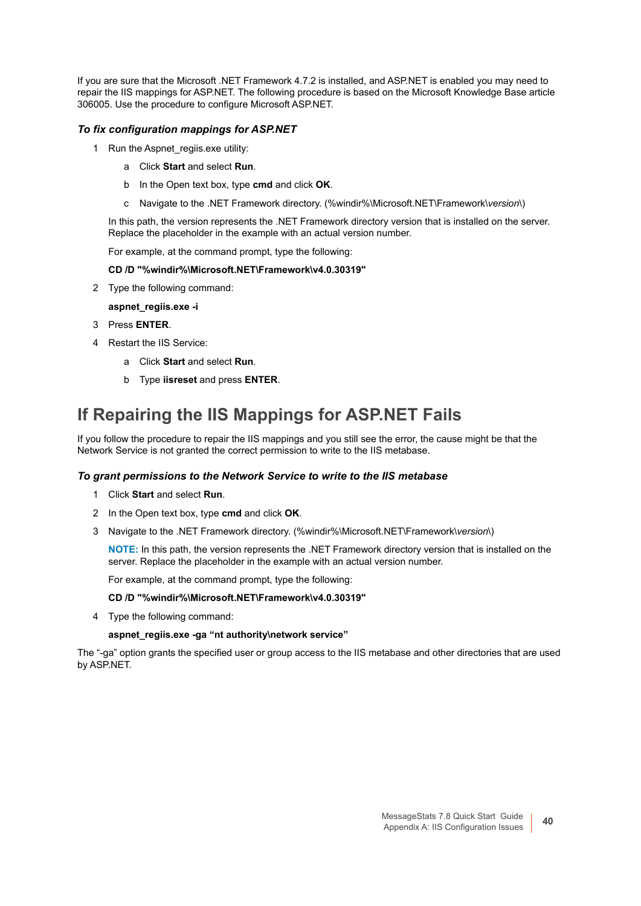If you are sure that the Microsoft .NET Framework 4.7.2 is installed, and ASP.NET is enabled you may need to repair the IIS mappings for ASP.NET. The following procedure is based on the Microsoft Knowledge Base article 306005. Use the procedure to configure Microsoft ASP.NET.

### *To fix configuration mappings for ASP.NET*

1. Run the Aspnet_regiis.exe utility:
   a. Click **Start** and select **Run**.
   b. In the Open text box, type **cmd** and click **OK**.
   c. Navigate to the .NET Framework directory. (%windir%\Microsoft.NET\Framework\*version*\)

   In this path, the version represents the .NET Framework directory version that is installed on the server. Replace the placeholder in the example with an actual version number.

   For example, at the command prompt, type the following:

   **CD /D "%windir%\Microsoft.NET\Framework\v4.0.30319"**
2. Type the following command:

   **aspnet_regiis.exe -i**
3. Press **ENTER**.
4. Restart the IIS Service:
   a. Click **Start** and select **Run**.
   b. Type **iisreset** and press **ENTER**.

## If Repairing the IIS Mappings for ASP.NET Fails

If you follow the procedure to repair the IIS mappings and you still see the error, the cause might be that the Network Service is not granted the correct permission to write to the IIS metabase.

### *To grant permissions to the Network Service to write to the IIS metabase*

1. Click **Start** and select **Run**.
2. In the Open text box, type **cmd** and click **OK**.
3. Navigate to the .NET Framework directory. (%windir%\Microsoft.NET\Framework\*version*\)

   **NOTE:** In this path, the version represents the .NET Framework directory version that is installed on the server. Replace the placeholder in the example with an actual version number.

   For example, at the command prompt, type the following:

   **CD /D "%windir%\Microsoft.NET\Framework\v4.0.30319"**
4. Type the following command:

   **aspnet_regiis.exe -ga “nt authority\network service”**

The “-ga” option grants the specified user or group access to the IIS metabase and other directories that are used by ASP.NET.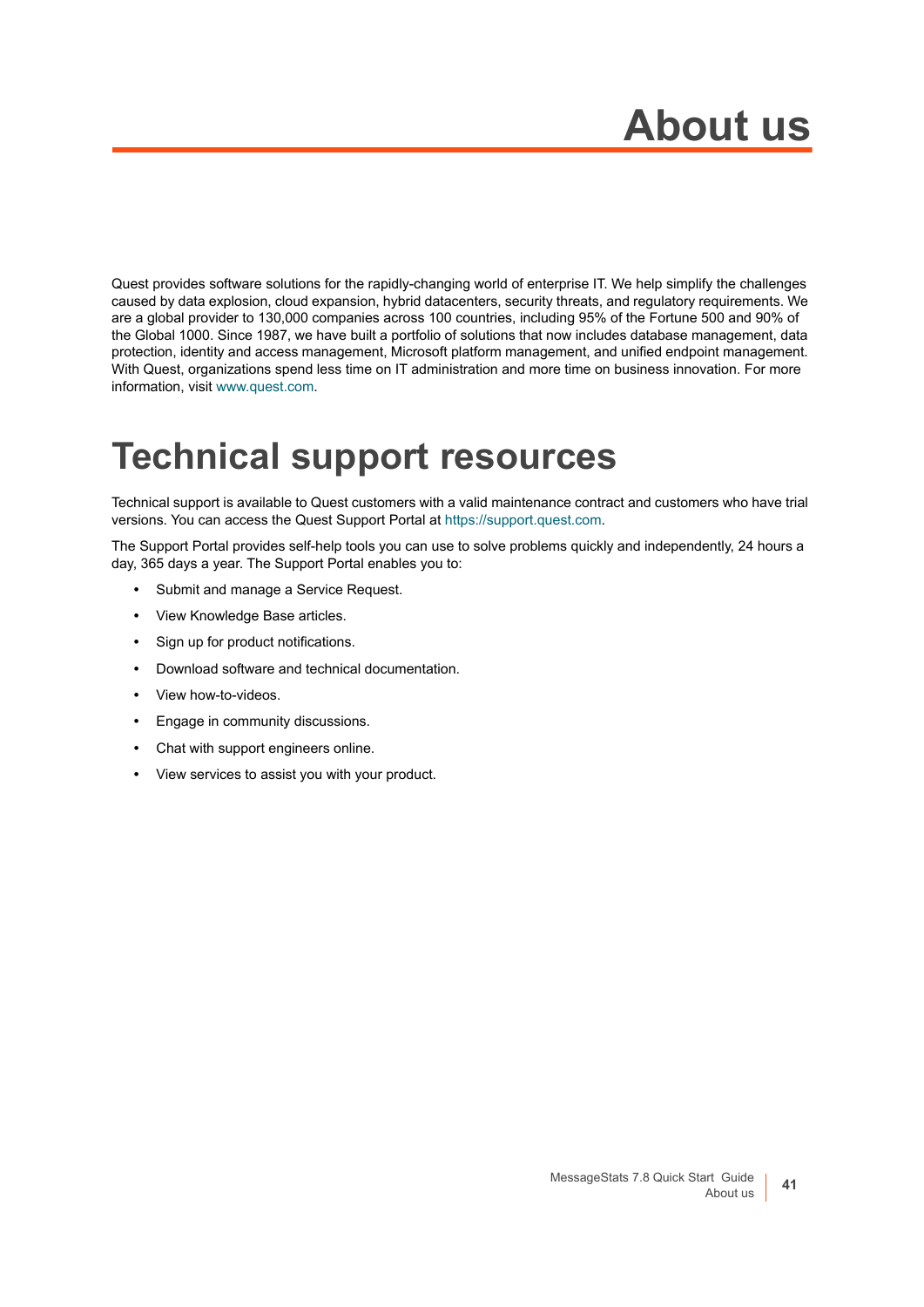# About us

Quest provides software solutions for the rapidly-changing world of enterprise IT. We help simplify the challenges caused by data explosion, cloud expansion, hybrid datacenters, security threats, and regulatory requirements. We are a global provider to 130,000 companies across 100 countries, including 95% of the Fortune 500 and 90% of the Global 1000. Since 1987, we have built a portfolio of solutions that now includes database management, data protection, identity and access management, Microsoft platform management, and unified endpoint management. With Quest, organizations spend less time on IT administration and more time on business innovation. For more information, visit www.quest.com.

# Technical support resources

Technical support is available to Quest customers with a valid maintenance contract and customers who have trial versions. You can access the Quest Support Portal at https://support.quest.com.

The Support Portal provides self-help tools you can use to solve problems quickly and independently, 24 hours a day, 365 days a year. The Support Portal enables you to:

- Submit and manage a Service Request.
- View Knowledge Base articles.
- Sign up for product notifications.
- Download software and technical documentation.
- View how-to-videos.
- Engage in community discussions.
- Chat with support engineers online.
- View services to assist you with your product.